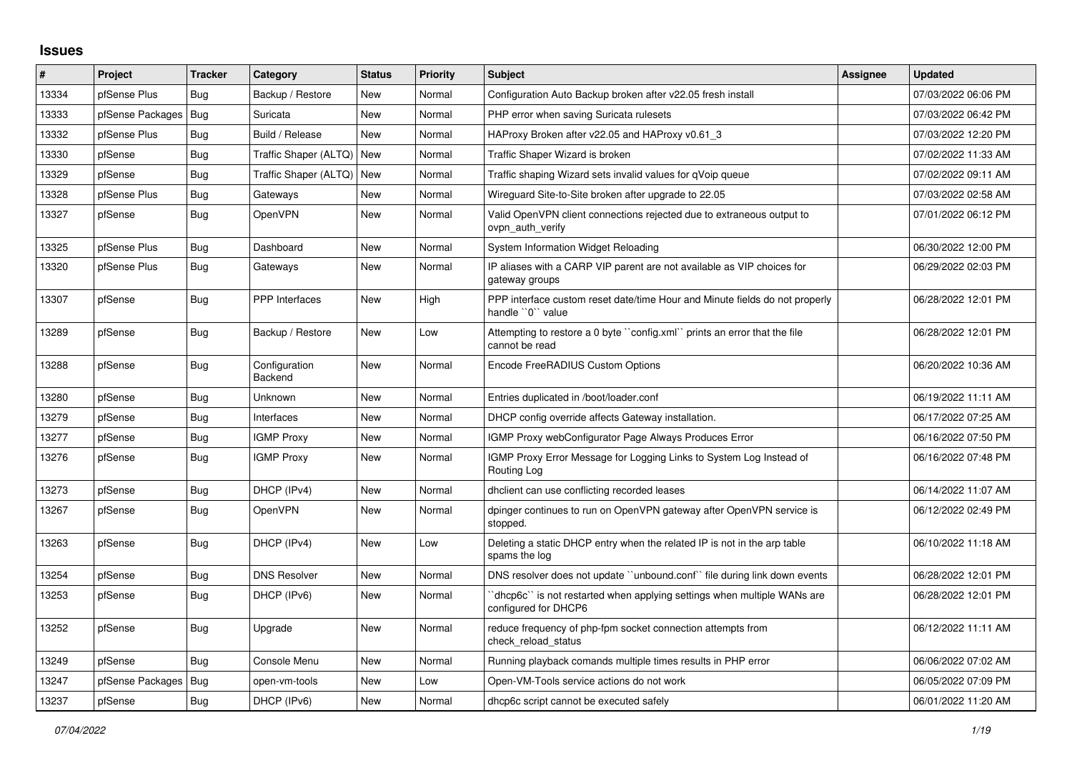# Issues

| # | Project | Tracker | Category | Status | Priority | Subject | Assignee | Updated |
|---|---|---|---|---|---|---|---|---|
| 13334 | pfSense Plus | Bug | Backup / Restore | New | Normal | Configuration Auto Backup broken after v22.05 fresh install | | 07/03/2022 06:06 PM |
| 13333 | pfSense Packages | Bug | Suricata | New | Normal | PHP error when saving Suricata rulesets | | 07/03/2022 06:42 PM |
| 13332 | pfSense Plus | Bug | Build / Release | New | Normal | HAProxy Broken after v22.05 and HAProxy v0.61_3 | | 07/03/2022 12:20 PM |
| 13330 | pfSense | Bug | Traffic Shaper (ALTQ) | New | Normal | Traffic Shaper Wizard is broken | | 07/02/2022 11:33 AM |
| 13329 | pfSense | Bug | Traffic Shaper (ALTQ) | New | Normal | Traffic shaping Wizard sets invalid values for qVoip queue | | 07/02/2022 09:11 AM |
| 13328 | pfSense Plus | Bug | Gateways | New | Normal | Wireguard Site-to-Site broken after upgrade to 22.05 | | 07/03/2022 02:58 AM |
| 13327 | pfSense | Bug | OpenVPN | New | Normal | Valid OpenVPN client connections rejected due to extraneous output to ovpn_auth_verify | | 07/01/2022 06:12 PM |
| 13325 | pfSense Plus | Bug | Dashboard | New | Normal | System Information Widget Reloading | | 06/30/2022 12:00 PM |
| 13320 | pfSense Plus | Bug | Gateways | New | Normal | IP aliases with a CARP VIP parent are not available as VIP choices for gateway groups | | 06/29/2022 02:03 PM |
| 13307 | pfSense | Bug | PPP Interfaces | New | High | PPP interface custom reset date/time Hour and Minute fields do not properly handle ``0`` value | | 06/28/2022 12:01 PM |
| 13289 | pfSense | Bug | Backup / Restore | New | Low | Attempting to restore a 0 byte ``config.xml`` prints an error that the file cannot be read | | 06/28/2022 12:01 PM |
| 13288 | pfSense | Bug | Configuration Backend | New | Normal | Encode FreeRADIUS Custom Options | | 06/20/2022 10:36 AM |
| 13280 | pfSense | Bug | Unknown | New | Normal | Entries duplicated in /boot/loader.conf | | 06/19/2022 11:11 AM |
| 13279 | pfSense | Bug | Interfaces | New | Normal | DHCP config override affects Gateway installation. | | 06/17/2022 07:25 AM |
| 13277 | pfSense | Bug | IGMP Proxy | New | Normal | IGMP Proxy webConfigurator Page Always Produces Error | | 06/16/2022 07:50 PM |
| 13276 | pfSense | Bug | IGMP Proxy | New | Normal | IGMP Proxy Error Message for Logging Links to System Log Instead of Routing Log | | 06/16/2022 07:48 PM |
| 13273 | pfSense | Bug | DHCP (IPv4) | New | Normal | dhclient can use conflicting recorded leases | | 06/14/2022 11:07 AM |
| 13267 | pfSense | Bug | OpenVPN | New | Normal | dpinger continues to run on OpenVPN gateway after OpenVPN service is stopped. | | 06/12/2022 02:49 PM |
| 13263 | pfSense | Bug | DHCP (IPv4) | New | Low | Deleting a static DHCP entry when the related IP is not in the arp table spams the log | | 06/10/2022 11:18 AM |
| 13254 | pfSense | Bug | DNS Resolver | New | Normal | DNS resolver does not update ``unbound.conf`` file during link down events | | 06/28/2022 12:01 PM |
| 13253 | pfSense | Bug | DHCP (IPv6) | New | Normal | ``dhcp6c`` is not restarted when applying settings when multiple WANs are configured for DHCP6 | | 06/28/2022 12:01 PM |
| 13252 | pfSense | Bug | Upgrade | New | Normal | reduce frequency of php-fpm socket connection attempts from check_reload_status | | 06/12/2022 11:11 AM |
| 13249 | pfSense | Bug | Console Menu | New | Normal | Running playback comands multiple times results in PHP error | | 06/06/2022 07:02 AM |
| 13247 | pfSense Packages | Bug | open-vm-tools | New | Low | Open-VM-Tools service actions do not work | | 06/05/2022 07:09 PM |
| 13237 | pfSense | Bug | DHCP (IPv6) | New | Normal | dhcp6c script cannot be executed safely | | 06/01/2022 11:20 AM |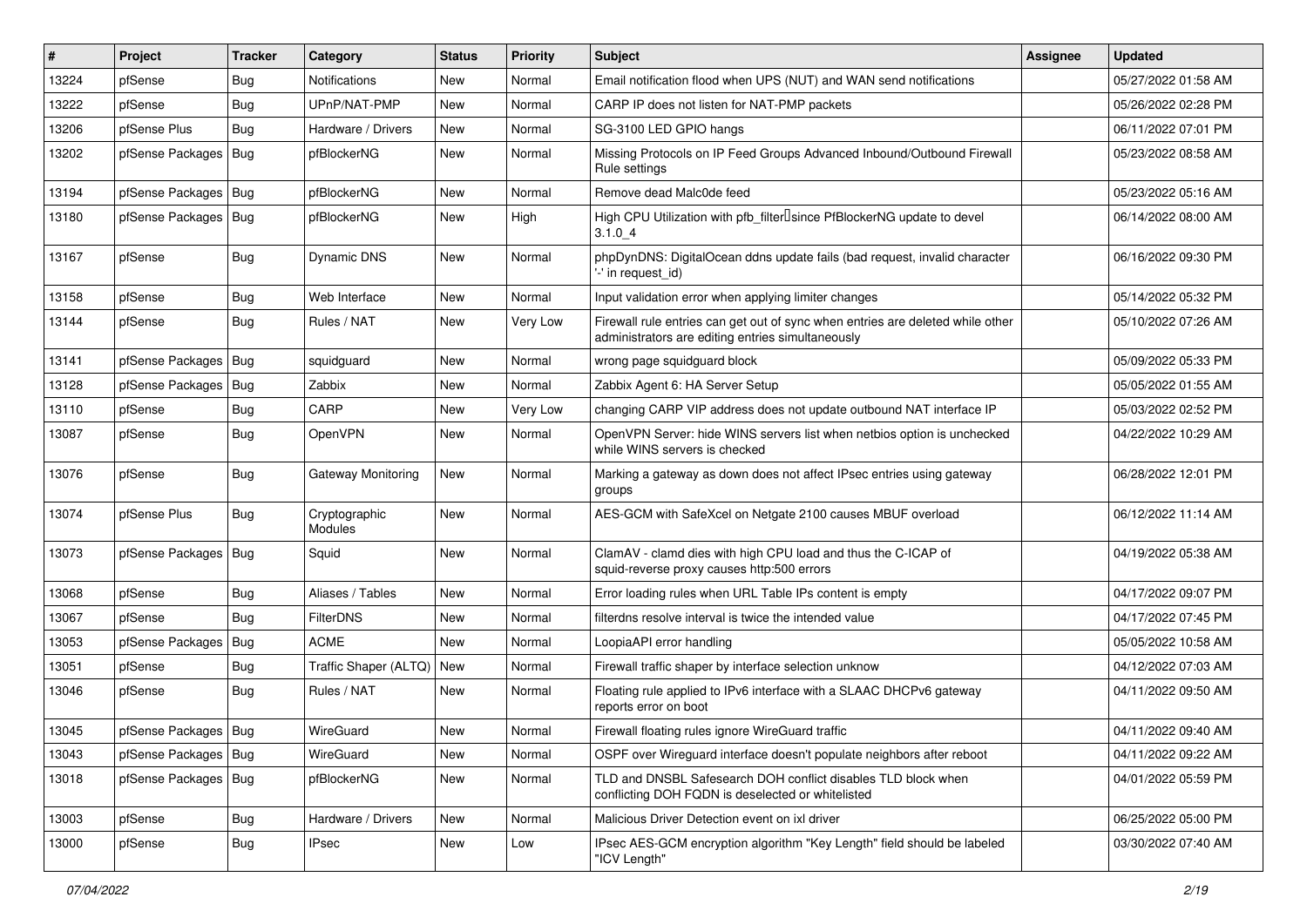| # | Project | Tracker | Category | Status | Priority | Subject | Assignee | Updated |
|---|---|---|---|---|---|---|---|---|
| 13224 | pfSense | Bug | Notifications | New | Normal | Email notification flood when UPS (NUT) and WAN send notifications | | 05/27/2022 01:58 AM |
| 13222 | pfSense | Bug | UPnP/NAT-PMP | New | Normal | CARP IP does not listen for NAT-PMP packets | | 05/26/2022 02:28 PM |
| 13206 | pfSense Plus | Bug | Hardware / Drivers | New | Normal | SG-3100 LED GPIO hangs | | 06/11/2022 07:01 PM |
| 13202 | pfSense Packages | Bug | pfBlockerNG | New | Normal | Missing Protocols on IP Feed Groups Advanced Inbound/Outbound Firewall Rule settings | | 05/23/2022 08:58 AM |
| 13194 | pfSense Packages | Bug | pfBlockerNG | New | Normal | Remove dead Malc0de feed | | 05/23/2022 05:16 AM |
| 13180 | pfSense Packages | Bug | pfBlockerNG | New | High | High CPU Utilization with pfb_filter since PfBlockerNG update to devel 3.1.0_4 | | 06/14/2022 08:00 AM |
| 13167 | pfSense | Bug | Dynamic DNS | New | Normal | phpDynDNS: DigitalOcean ddns update fails (bad request, invalid character '-' in request_id) | | 06/16/2022 09:30 PM |
| 13158 | pfSense | Bug | Web Interface | New | Normal | Input validation error when applying limiter changes | | 05/14/2022 05:32 PM |
| 13144 | pfSense | Bug | Rules / NAT | New | Very Low | Firewall rule entries can get out of sync when entries are deleted while other administrators are editing entries simultaneously | | 05/10/2022 07:26 AM |
| 13141 | pfSense Packages | Bug | squidguard | New | Normal | wrong page squidguard block | | 05/09/2022 05:33 PM |
| 13128 | pfSense Packages | Bug | Zabbix | New | Normal | Zabbix Agent 6: HA Server Setup | | 05/05/2022 01:55 AM |
| 13110 | pfSense | Bug | CARP | New | Very Low | changing CARP VIP address does not update outbound NAT interface IP | | 05/03/2022 02:52 PM |
| 13087 | pfSense | Bug | OpenVPN | New | Normal | OpenVPN Server: hide WINS servers list when netbios option is unchecked while WINS servers is checked | | 04/22/2022 10:29 AM |
| 13076 | pfSense | Bug | Gateway Monitoring | New | Normal | Marking a gateway as down does not affect IPsec entries using gateway groups | | 06/28/2022 12:01 PM |
| 13074 | pfSense Plus | Bug | Cryptographic Modules | New | Normal | AES-GCM with SafeXcel on Netgate 2100 causes MBUF overload | | 06/12/2022 11:14 AM |
| 13073 | pfSense Packages | Bug | Squid | New | Normal | ClamAV - clamd dies with high CPU load and thus the C-ICAP of squid-reverse proxy causes http:500 errors | | 04/19/2022 05:38 AM |
| 13068 | pfSense | Bug | Aliases / Tables | New | Normal | Error loading rules when URL Table IPs content is empty | | 04/17/2022 09:07 PM |
| 13067 | pfSense | Bug | FilterDNS | New | Normal | filterdns resolve interval is twice the intended value | | 04/17/2022 07:45 PM |
| 13053 | pfSense Packages | Bug | ACME | New | Normal | LoopiaAPI error handling | | 05/05/2022 10:58 AM |
| 13051 | pfSense | Bug | Traffic Shaper (ALTQ) | New | Normal | Firewall traffic shaper by interface selection unknow | | 04/12/2022 07:03 AM |
| 13046 | pfSense | Bug | Rules / NAT | New | Normal | Floating rule applied to IPv6 interface with a SLAAC DHCPv6 gateway reports error on boot | | 04/11/2022 09:50 AM |
| 13045 | pfSense Packages | Bug | WireGuard | New | Normal | Firewall floating rules ignore WireGuard traffic | | 04/11/2022 09:40 AM |
| 13043 | pfSense Packages | Bug | WireGuard | New | Normal | OSPF over Wireguard interface doesn't populate neighbors after reboot | | 04/11/2022 09:22 AM |
| 13018 | pfSense Packages | Bug | pfBlockerNG | New | Normal | TLD and DNSBL Safesearch DOH conflict disables TLD block when conflicting DOH FQDN is deselected or whitelisted | | 04/01/2022 05:59 PM |
| 13003 | pfSense | Bug | Hardware / Drivers | New | Normal | Malicious Driver Detection event on ixl driver | | 06/25/2022 05:00 PM |
| 13000 | pfSense | Bug | IPsec | New | Low | IPsec AES-GCM encryption algorithm "Key Length" field should be labeled "ICV Length" | | 03/30/2022 07:40 AM |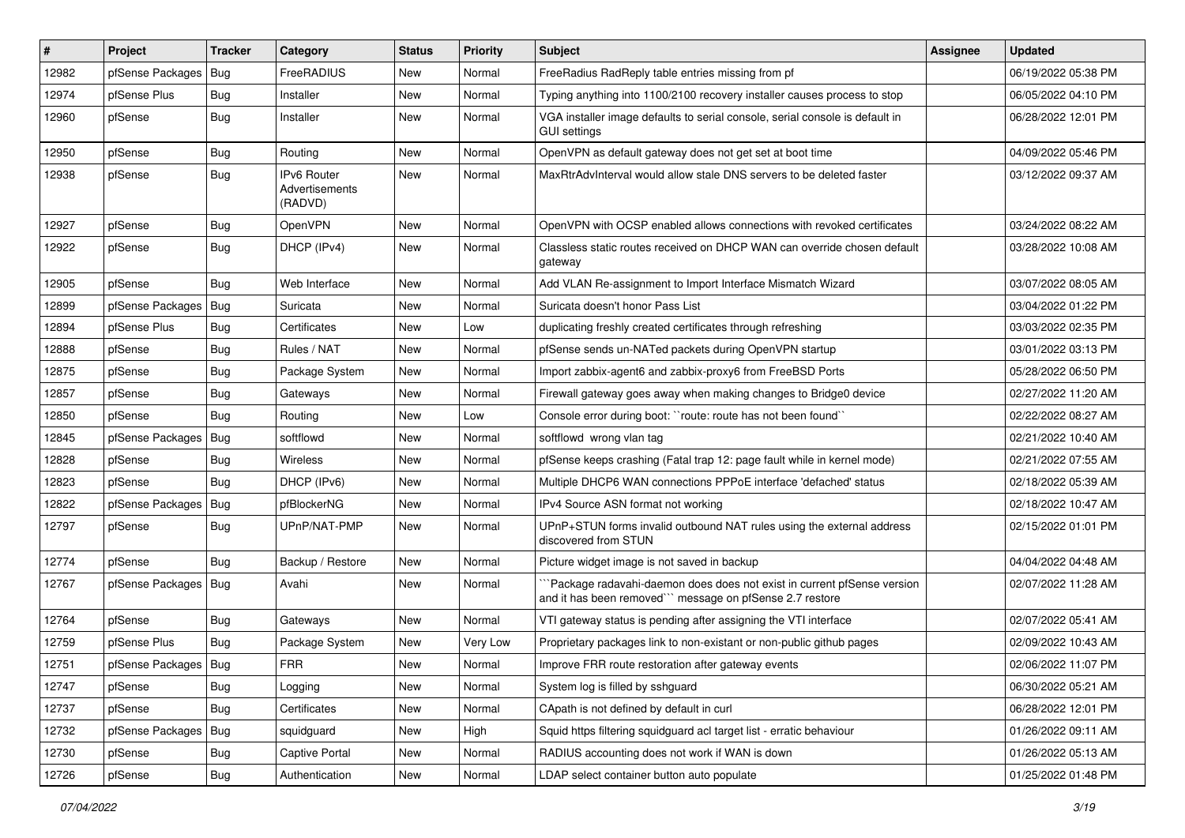| # | Project | Tracker | Category | Status | Priority | Subject | Assignee | Updated |
|---|---|---|---|---|---|---|---|---|
| 12982 | pfSense Packages | Bug | FreeRADIUS | New | Normal | FreeRadius RadReply table entries missing from pf | | 06/19/2022 05:38 PM |
| 12974 | pfSense Plus | Bug | Installer | New | Normal | Typing anything into 1100/2100 recovery installer causes process to stop | | 06/05/2022 04:10 PM |
| 12960 | pfSense | Bug | Installer | New | Normal | VGA installer image defaults to serial console, serial console is default in GUI settings | | 06/28/2022 12:01 PM |
| 12950 | pfSense | Bug | Routing | New | Normal | OpenVPN as default gateway does not get set at boot time | | 04/09/2022 05:46 PM |
| 12938 | pfSense | Bug | IPv6 Router Advertisements (RADVD) | New | Normal | MaxRtrAdvInterval would allow stale DNS servers to be deleted faster | | 03/12/2022 09:37 AM |
| 12927 | pfSense | Bug | OpenVPN | New | Normal | OpenVPN with OCSP enabled allows connections with revoked certificates | | 03/24/2022 08:22 AM |
| 12922 | pfSense | Bug | DHCP (IPv4) | New | Normal | Classless static routes received on DHCP WAN can override chosen default gateway | | 03/28/2022 10:08 AM |
| 12905 | pfSense | Bug | Web Interface | New | Normal | Add VLAN Re-assignment to Import Interface Mismatch Wizard | | 03/07/2022 08:05 AM |
| 12899 | pfSense Packages | Bug | Suricata | New | Normal | Suricata doesn't honor Pass List | | 03/04/2022 01:22 PM |
| 12894 | pfSense Plus | Bug | Certificates | New | Low | duplicating freshly created certificates through refreshing | | 03/03/2022 02:35 PM |
| 12888 | pfSense | Bug | Rules / NAT | New | Normal | pfSense sends un-NATed packets during OpenVPN startup | | 03/01/2022 03:13 PM |
| 12875 | pfSense | Bug | Package System | New | Normal | Import zabbix-agent6 and zabbix-proxy6 from FreeBSD Ports | | 05/28/2022 06:50 PM |
| 12857 | pfSense | Bug | Gateways | New | Normal | Firewall gateway goes away when making changes to Bridge0 device | | 02/27/2022 11:20 AM |
| 12850 | pfSense | Bug | Routing | New | Low | Console error during boot: ``route: route has not been found`` | | 02/22/2022 08:27 AM |
| 12845 | pfSense Packages | Bug | softflowd | New | Normal | softflowd wrong vlan tag | | 02/21/2022 10:40 AM |
| 12828 | pfSense | Bug | Wireless | New | Normal | pfSense keeps crashing (Fatal trap 12: page fault while in kernel mode) | | 02/21/2022 07:55 AM |
| 12823 | pfSense | Bug | DHCP (IPv6) | New | Normal | Multiple DHCP6 WAN connections PPPoE interface 'defached' status | | 02/18/2022 05:39 AM |
| 12822 | pfSense Packages | Bug | pfBlockerNG | New | Normal | IPv4 Source ASN format not working | | 02/18/2022 10:47 AM |
| 12797 | pfSense | Bug | UPnP/NAT-PMP | New | Normal | UPnP+STUN forms invalid outbound NAT rules using the external address discovered from STUN | | 02/15/2022 01:01 PM |
| 12774 | pfSense | Bug | Backup / Restore | New | Normal | Picture widget image is not saved in backup | | 04/04/2022 04:48 AM |
| 12767 | pfSense Packages | Bug | Avahi | New | Normal | ```Package radavahi-daemon does does not exist in current pfSense version and it has been removed``` message on pfSense 2.7 restore | | 02/07/2022 11:28 AM |
| 12764 | pfSense | Bug | Gateways | New | Normal | VTI gateway status is pending after assigning the VTI interface | | 02/07/2022 05:41 AM |
| 12759 | pfSense Plus | Bug | Package System | New | Very Low | Proprietary packages link to non-existant or non-public github pages | | 02/09/2022 10:43 AM |
| 12751 | pfSense Packages | Bug | FRR | New | Normal | Improve FRR route restoration after gateway events | | 02/06/2022 11:07 PM |
| 12747 | pfSense | Bug | Logging | New | Normal | System log is filled by sshguard | | 06/30/2022 05:21 AM |
| 12737 | pfSense | Bug | Certificates | New | Normal | CApath is not defined by default in curl | | 06/28/2022 12:01 PM |
| 12732 | pfSense Packages | Bug | squidguard | New | High | Squid https filtering squidguard acl target list - erratic behaviour | | 01/26/2022 09:11 AM |
| 12730 | pfSense | Bug | Captive Portal | New | Normal | RADIUS accounting does not work if WAN is down | | 01/26/2022 05:13 AM |
| 12726 | pfSense | Bug | Authentication | New | Normal | LDAP select container button auto populate | | 01/25/2022 01:48 PM |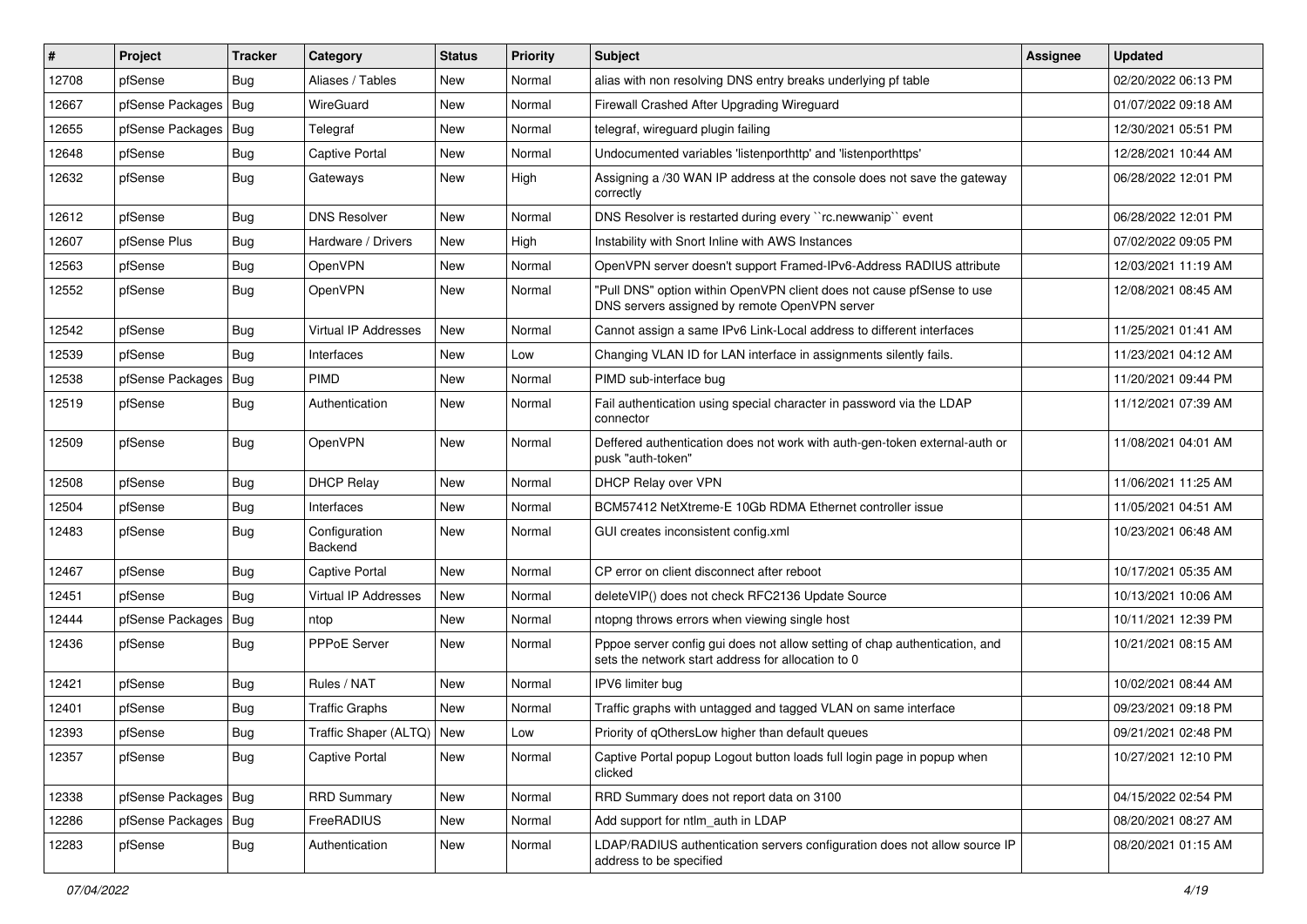| # | Project | Tracker | Category | Status | Priority | Subject | Assignee | Updated |
|---|---|---|---|---|---|---|---|---|
| 12708 | pfSense | Bug | Aliases / Tables | New | Normal | alias with non resolving DNS entry breaks underlying pf table | | 02/20/2022 06:13 PM |
| 12667 | pfSense Packages | Bug | WireGuard | New | Normal | Firewall Crashed After Upgrading Wireguard | | 01/07/2022 09:18 AM |
| 12655 | pfSense Packages | Bug | Telegraf | New | Normal | telegraf, wireguard plugin failing | | 12/30/2021 05:51 PM |
| 12648 | pfSense | Bug | Captive Portal | New | Normal | Undocumented variables 'listenporthttp' and 'listenporthttps' | | 12/28/2021 10:44 AM |
| 12632 | pfSense | Bug | Gateways | New | High | Assigning a /30 WAN IP address at the console does not save the gateway correctly | | 06/28/2022 12:01 PM |
| 12612 | pfSense | Bug | DNS Resolver | New | Normal | DNS Resolver is restarted during every ``rc.newwanip`` event | | 06/28/2022 12:01 PM |
| 12607 | pfSense Plus | Bug | Hardware / Drivers | New | High | Instability with Snort Inline with AWS Instances | | 07/02/2022 09:05 PM |
| 12563 | pfSense | Bug | OpenVPN | New | Normal | OpenVPN server doesn't support Framed-IPv6-Address RADIUS attribute | | 12/03/2021 11:19 AM |
| 12552 | pfSense | Bug | OpenVPN | New | Normal | "Pull DNS" option within OpenVPN client does not cause pfSense to use DNS servers assigned by remote OpenVPN server | | 12/08/2021 08:45 AM |
| 12542 | pfSense | Bug | Virtual IP Addresses | New | Normal | Cannot assign a same IPv6 Link-Local address to different interfaces | | 11/25/2021 01:41 AM |
| 12539 | pfSense | Bug | Interfaces | New | Low | Changing VLAN ID for LAN interface in assignments silently fails. | | 11/23/2021 04:12 AM |
| 12538 | pfSense Packages | Bug | PIMD | New | Normal | PIMD sub-interface bug | | 11/20/2021 09:44 PM |
| 12519 | pfSense | Bug | Authentication | New | Normal | Fail authentication using special character in password via the LDAP connector | | 11/12/2021 07:39 AM |
| 12509 | pfSense | Bug | OpenVPN | New | Normal | Deffered authentication does not work with auth-gen-token external-auth or pusk "auth-token" | | 11/08/2021 04:01 AM |
| 12508 | pfSense | Bug | DHCP Relay | New | Normal | DHCP Relay over VPN | | 11/06/2021 11:25 AM |
| 12504 | pfSense | Bug | Interfaces | New | Normal | BCM57412 NetXtreme-E 10Gb RDMA Ethernet controller issue | | 11/05/2021 04:51 AM |
| 12483 | pfSense | Bug | Configuration Backend | New | Normal | GUI creates inconsistent config.xml | | 10/23/2021 06:48 AM |
| 12467 | pfSense | Bug | Captive Portal | New | Normal | CP error on client disconnect after reboot | | 10/17/2021 05:35 AM |
| 12451 | pfSense | Bug | Virtual IP Addresses | New | Normal | deleteVIP() does not check RFC2136 Update Source | | 10/13/2021 10:06 AM |
| 12444 | pfSense Packages | Bug | ntop | New | Normal | ntopng throws errors when viewing single host | | 10/11/2021 12:39 PM |
| 12436 | pfSense | Bug | PPPoE Server | New | Normal | Pppoe server config gui does not allow setting of chap authentication, and sets the network start address for allocation to 0 | | 10/21/2021 08:15 AM |
| 12421 | pfSense | Bug | Rules / NAT | New | Normal | IPV6 limiter bug | | 10/02/2021 08:44 AM |
| 12401 | pfSense | Bug | Traffic Graphs | New | Normal | Traffic graphs with untagged and tagged VLAN on same interface | | 09/23/2021 09:18 PM |
| 12393 | pfSense | Bug | Traffic Shaper (ALTQ) | New | Low | Priority of qOthersLow higher than default queues | | 09/21/2021 02:48 PM |
| 12357 | pfSense | Bug | Captive Portal | New | Normal | Captive Portal popup Logout button loads full login page in popup when clicked | | 10/27/2021 12:10 PM |
| 12338 | pfSense Packages | Bug | RRD Summary | New | Normal | RRD Summary does not report data on 3100 | | 04/15/2022 02:54 PM |
| 12286 | pfSense Packages | Bug | FreeRADIUS | New | Normal | Add support for ntlm_auth in LDAP | | 08/20/2021 08:27 AM |
| 12283 | pfSense | Bug | Authentication | New | Normal | LDAP/RADIUS authentication servers configuration does not allow source IP address to be specified | | 08/20/2021 01:15 AM |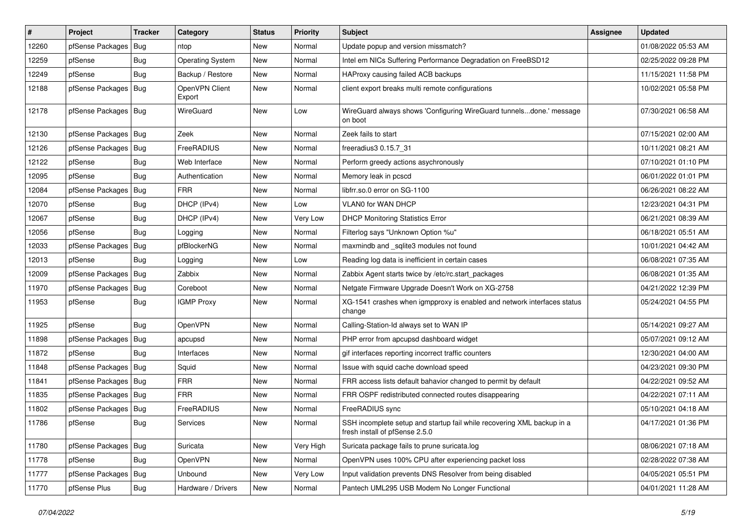| # | Project | Tracker | Category | Status | Priority | Subject | Assignee | Updated |
|---|---|---|---|---|---|---|---|---|
| 12260 | pfSense Packages | Bug | ntop | New | Normal | Update popup and version missmatch? | | 01/08/2022 05:53 AM |
| 12259 | pfSense | Bug | Operating System | New | Normal | Intel em NICs Suffering Performance Degradation on FreeBSD12 | | 02/25/2022 09:28 PM |
| 12249 | pfSense | Bug | Backup / Restore | New | Normal | HAProxy causing failed ACB backups | | 11/15/2021 11:58 PM |
| 12188 | pfSense Packages | Bug | OpenVPN Client Export | New | Normal | client export breaks multi remote configurations | | 10/02/2021 05:58 PM |
| 12178 | pfSense Packages | Bug | WireGuard | New | Low | WireGuard always shows 'Configuring WireGuard tunnels...done.' message on boot | | 07/30/2021 06:58 AM |
| 12130 | pfSense Packages | Bug | Zeek | New | Normal | Zeek fails to start | | 07/15/2021 02:00 AM |
| 12126 | pfSense Packages | Bug | FreeRADIUS | New | Normal | freeradius3 0.15.7_31 | | 10/11/2021 08:21 AM |
| 12122 | pfSense | Bug | Web Interface | New | Normal | Perform greedy actions asychronously | | 07/10/2021 01:10 PM |
| 12095 | pfSense | Bug | Authentication | New | Normal | Memory leak in pcscd | | 06/01/2022 01:01 PM |
| 12084 | pfSense Packages | Bug | FRR | New | Normal | libfrr.so.0 error on SG-1100 | | 06/26/2021 08:22 AM |
| 12070 | pfSense | Bug | DHCP (IPv4) | New | Low | VLAN0 for WAN DHCP | | 12/23/2021 04:31 PM |
| 12067 | pfSense | Bug | DHCP (IPv4) | New | Very Low | DHCP Monitoring Statistics Error | | 06/21/2021 08:39 AM |
| 12056 | pfSense | Bug | Logging | New | Normal | Filterlog says "Unknown Option %u" | | 06/18/2021 05:51 AM |
| 12033 | pfSense Packages | Bug | pfBlockerNG | New | Normal | maxmindb and _sqlite3 modules not found | | 10/01/2021 04:42 AM |
| 12013 | pfSense | Bug | Logging | New | Low | Reading log data is inefficient in certain cases | | 06/08/2021 07:35 AM |
| 12009 | pfSense Packages | Bug | Zabbix | New | Normal | Zabbix Agent starts twice by /etc/rc.start_packages | | 06/08/2021 01:35 AM |
| 11970 | pfSense Packages | Bug | Coreboot | New | Normal | Netgate Firmware Upgrade Doesn't Work on XG-2758 | | 04/21/2022 12:39 PM |
| 11953 | pfSense | Bug | IGMP Proxy | New | Normal | XG-1541 crashes when igmpproxy is enabled and network interfaces status change | | 05/24/2021 04:55 PM |
| 11925 | pfSense | Bug | OpenVPN | New | Normal | Calling-Station-Id always set to WAN IP | | 05/14/2021 09:27 AM |
| 11898 | pfSense Packages | Bug | apcupsd | New | Normal | PHP error from apcupsd dashboard widget | | 05/07/2021 09:12 AM |
| 11872 | pfSense | Bug | Interfaces | New | Normal | gif interfaces reporting incorrect traffic counters | | 12/30/2021 04:00 AM |
| 11848 | pfSense Packages | Bug | Squid | New | Normal | Issue with squid cache download speed | | 04/23/2021 09:30 PM |
| 11841 | pfSense Packages | Bug | FRR | New | Normal | FRR access lists default bahavior changed to permit by default | | 04/22/2021 09:52 AM |
| 11835 | pfSense Packages | Bug | FRR | New | Normal | FRR OSPF redistributed connected routes disappearing | | 04/22/2021 07:11 AM |
| 11802 | pfSense Packages | Bug | FreeRADIUS | New | Normal | FreeRADIUS sync | | 05/10/2021 04:18 AM |
| 11786 | pfSense | Bug | Services | New | Normal | SSH incomplete setup and startup fail while recovering XML backup in a fresh install of pfSense 2.5.0 | | 04/17/2021 01:36 PM |
| 11780 | pfSense Packages | Bug | Suricata | New | Very High | Suricata package fails to prune suricata.log | | 08/06/2021 07:18 AM |
| 11778 | pfSense | Bug | OpenVPN | New | Normal | OpenVPN uses 100% CPU after experiencing packet loss | | 02/28/2022 07:38 AM |
| 11777 | pfSense Packages | Bug | Unbound | New | Very Low | Input validation prevents DNS Resolver from being disabled | | 04/05/2021 05:51 PM |
| 11770 | pfSense Plus | Bug | Hardware / Drivers | New | Normal | Pantech UML295 USB Modem No Longer Functional | | 04/01/2021 11:28 AM |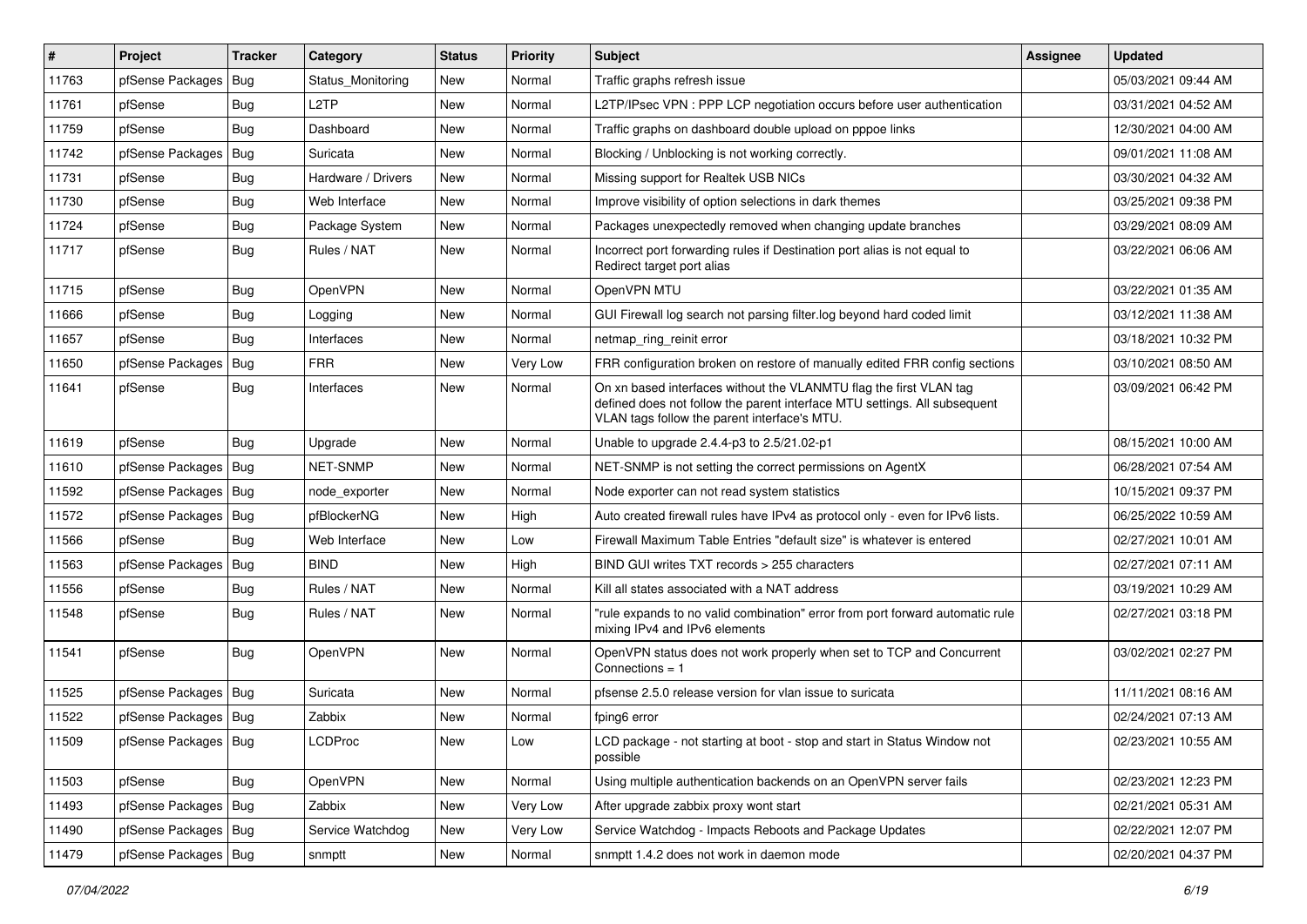| # | Project | Tracker | Category | Status | Priority | Subject | Assignee | Updated |
|---|---|---|---|---|---|---|---|---|
| 11763 | pfSense Packages | Bug | Status_Monitoring | New | Normal | Traffic graphs refresh issue | | 05/03/2021 09:44 AM |
| 11761 | pfSense | Bug | L2TP | New | Normal | L2TP/IPsec VPN : PPP LCP negotiation occurs before user authentication | | 03/31/2021 04:52 AM |
| 11759 | pfSense | Bug | Dashboard | New | Normal | Traffic graphs on dashboard double upload on pppoe links | | 12/30/2021 04:00 AM |
| 11742 | pfSense Packages | Bug | Suricata | New | Normal | Blocking / Unblocking is not working correctly. | | 09/01/2021 11:08 AM |
| 11731 | pfSense | Bug | Hardware / Drivers | New | Normal | Missing support for Realtek USB NICs | | 03/30/2021 04:32 AM |
| 11730 | pfSense | Bug | Web Interface | New | Normal | Improve visibility of option selections in dark themes | | 03/25/2021 09:38 PM |
| 11724 | pfSense | Bug | Package System | New | Normal | Packages unexpectedly removed when changing update branches | | 03/29/2021 08:09 AM |
| 11717 | pfSense | Bug | Rules / NAT | New | Normal | Incorrect port forwarding rules if Destination port alias is not equal to Redirect target port alias | | 03/22/2021 06:06 AM |
| 11715 | pfSense | Bug | OpenVPN | New | Normal | OpenVPN MTU | | 03/22/2021 01:35 AM |
| 11666 | pfSense | Bug | Logging | New | Normal | GUI Firewall log search not parsing filter.log beyond hard coded limit | | 03/12/2021 11:38 AM |
| 11657 | pfSense | Bug | Interfaces | New | Normal | netmap_ring_reinit error | | 03/18/2021 10:32 PM |
| 11650 | pfSense Packages | Bug | FRR | New | Very Low | FRR configuration broken on restore of manually edited FRR config sections | | 03/10/2021 08:50 AM |
| 11641 | pfSense | Bug | Interfaces | New | Normal | On xn based interfaces without the VLANMTU flag the first VLAN tag defined does not follow the parent interface MTU settings. All subsequent VLAN tags follow the parent interface's MTU. | | 03/09/2021 06:42 PM |
| 11619 | pfSense | Bug | Upgrade | New | Normal | Unable to upgrade 2.4.4-p3 to 2.5/21.02-p1 | | 08/15/2021 10:00 AM |
| 11610 | pfSense Packages | Bug | NET-SNMP | New | Normal | NET-SNMP is not setting the correct permissions on AgentX | | 06/28/2021 07:54 AM |
| 11592 | pfSense Packages | Bug | node_exporter | New | Normal | Node exporter can not read system statistics | | 10/15/2021 09:37 PM |
| 11572 | pfSense Packages | Bug | pfBlockerNG | New | High | Auto created firewall rules have IPv4 as protocol only - even for IPv6 lists. | | 06/25/2022 10:59 AM |
| 11566 | pfSense | Bug | Web Interface | New | Low | Firewall Maximum Table Entries "default size" is whatever is entered | | 02/27/2021 10:01 AM |
| 11563 | pfSense Packages | Bug | BIND | New | High | BIND GUI writes TXT records > 255 characters | | 02/27/2021 07:11 AM |
| 11556 | pfSense | Bug | Rules / NAT | New | Normal | Kill all states associated with a NAT address | | 03/19/2021 10:29 AM |
| 11548 | pfSense | Bug | Rules / NAT | New | Normal | "rule expands to no valid combination" error from port forward automatic rule mixing IPv4 and IPv6 elements | | 02/27/2021 03:18 PM |
| 11541 | pfSense | Bug | OpenVPN | New | Normal | OpenVPN status does not work properly when set to TCP and Concurrent Connections = 1 | | 03/02/2021 02:27 PM |
| 11525 | pfSense Packages | Bug | Suricata | New | Normal | pfsense 2.5.0 release version for vlan issue to suricata | | 11/11/2021 08:16 AM |
| 11522 | pfSense Packages | Bug | Zabbix | New | Normal | fping6 error | | 02/24/2021 07:13 AM |
| 11509 | pfSense Packages | Bug | LCDProc | New | Low | LCD package - not starting at boot - stop and start in Status Window not possible | | 02/23/2021 10:55 AM |
| 11503 | pfSense | Bug | OpenVPN | New | Normal | Using multiple authentication backends on an OpenVPN server fails | | 02/23/2021 12:23 PM |
| 11493 | pfSense Packages | Bug | Zabbix | New | Very Low | After upgrade zabbix proxy wont start | | 02/21/2021 05:31 AM |
| 11490 | pfSense Packages | Bug | Service Watchdog | New | Very Low | Service Watchdog - Impacts Reboots and Package Updates | | 02/22/2021 12:07 PM |
| 11479 | pfSense Packages | Bug | snmptt | New | Normal | snmptt 1.4.2 does not work in daemon mode | | 02/20/2021 04:37 PM |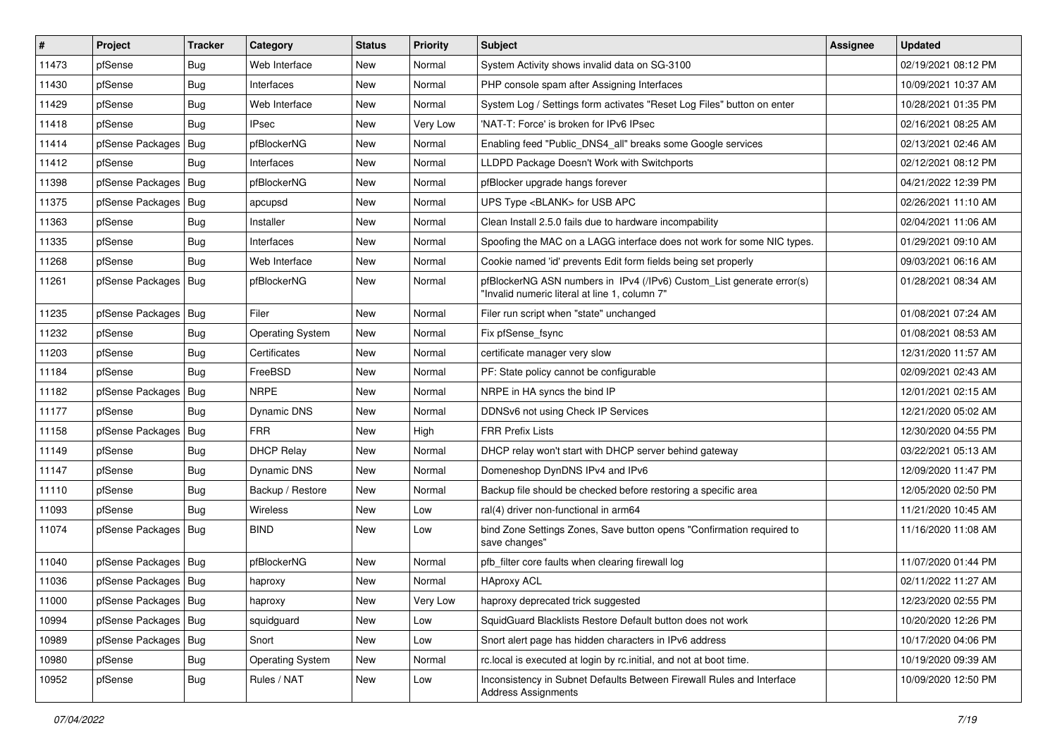| # | Project | Tracker | Category | Status | Priority | Subject | Assignee | Updated |
|---|---|---|---|---|---|---|---|---|
| 11473 | pfSense | Bug | Web Interface | New | Normal | System Activity shows invalid data on SG-3100 | | 02/19/2021 08:12 PM |
| 11430 | pfSense | Bug | Interfaces | New | Normal | PHP console spam after Assigning Interfaces | | 10/09/2021 10:37 AM |
| 11429 | pfSense | Bug | Web Interface | New | Normal | System Log / Settings form activates "Reset Log Files" button on enter | | 10/28/2021 01:35 PM |
| 11418 | pfSense | Bug | IPsec | New | Very Low | 'NAT-T: Force' is broken for IPv6 IPsec | | 02/16/2021 08:25 AM |
| 11414 | pfSense Packages | Bug | pfBlockerNG | New | Normal | Enabling feed "Public_DNS4_all" breaks some Google services | | 02/13/2021 02:46 AM |
| 11412 | pfSense | Bug | Interfaces | New | Normal | LLDPD Package Doesn't Work with Switchports | | 02/12/2021 08:12 PM |
| 11398 | pfSense Packages | Bug | pfBlockerNG | New | Normal | pfBlocker upgrade hangs forever | | 04/21/2022 12:39 PM |
| 11375 | pfSense Packages | Bug | apcupsd | New | Normal | UPS Type <BLANK> for USB APC | | 02/26/2021 11:10 AM |
| 11363 | pfSense | Bug | Installer | New | Normal | Clean Install 2.5.0 fails due to hardware incompability | | 02/04/2021 11:06 AM |
| 11335 | pfSense | Bug | Interfaces | New | Normal | Spoofing the MAC on a LAGG interface does not work for some NIC types. | | 01/29/2021 09:10 AM |
| 11268 | pfSense | Bug | Web Interface | New | Normal | Cookie named 'id' prevents Edit form fields being set properly | | 09/03/2021 06:16 AM |
| 11261 | pfSense Packages | Bug | pfBlockerNG | New | Normal | pfBlockerNG ASN numbers in IPv4 (/IPv6) Custom_List generate error(s) "Invalid numeric literal at line 1, column 7" | | 01/28/2021 08:34 AM |
| 11235 | pfSense Packages | Bug | Filer | New | Normal | Filer run script when "state" unchanged | | 01/08/2021 07:24 AM |
| 11232 | pfSense | Bug | Operating System | New | Normal | Fix pfSense_fsync | | 01/08/2021 08:53 AM |
| 11203 | pfSense | Bug | Certificates | New | Normal | certificate manager very slow | | 12/31/2020 11:57 AM |
| 11184 | pfSense | Bug | FreeBSD | New | Normal | PF: State policy cannot be configurable | | 02/09/2021 02:43 AM |
| 11182 | pfSense Packages | Bug | NRPE | New | Normal | NRPE in HA syncs the bind IP | | 12/01/2021 02:15 AM |
| 11177 | pfSense | Bug | Dynamic DNS | New | Normal | DDNSv6 not using Check IP Services | | 12/21/2020 05:02 AM |
| 11158 | pfSense Packages | Bug | FRR | New | High | FRR Prefix Lists | | 12/30/2020 04:55 PM |
| 11149 | pfSense | Bug | DHCP Relay | New | Normal | DHCP relay won't start with DHCP server behind gateway | | 03/22/2021 05:13 AM |
| 11147 | pfSense | Bug | Dynamic DNS | New | Normal | Domeneshop DynDNS IPv4 and IPv6 | | 12/09/2020 11:47 PM |
| 11110 | pfSense | Bug | Backup / Restore | New | Normal | Backup file should be checked before restoring a specific area | | 12/05/2020 02:50 PM |
| 11093 | pfSense | Bug | Wireless | New | Low | ral(4) driver non-functional in arm64 | | 11/21/2020 10:45 AM |
| 11074 | pfSense Packages | Bug | BIND | New | Low | bind Zone Settings Zones, Save button opens "Confirmation required to save changes" | | 11/16/2020 11:08 AM |
| 11040 | pfSense Packages | Bug | pfBlockerNG | New | Normal | pfb_filter core faults when clearing firewall log | | 11/07/2020 01:44 PM |
| 11036 | pfSense Packages | Bug | haproxy | New | Normal | HAproxy ACL | | 02/11/2022 11:27 AM |
| 11000 | pfSense Packages | Bug | haproxy | New | Very Low | haproxy deprecated trick suggested | | 12/23/2020 02:55 PM |
| 10994 | pfSense Packages | Bug | squidguard | New | Low | SquidGuard Blacklists Restore Default button does not work | | 10/20/2020 12:26 PM |
| 10989 | pfSense Packages | Bug | Snort | New | Low | Snort alert page has hidden characters in IPv6 address | | 10/17/2020 04:06 PM |
| 10980 | pfSense | Bug | Operating System | New | Normal | rc.local is executed at login by rc.initial, and not at boot time. | | 10/19/2020 09:39 AM |
| 10952 | pfSense | Bug | Rules / NAT | New | Low | Inconsistency in Subnet Defaults Between Firewall Rules and Interface Address Assignments | | 10/09/2020 12:50 PM |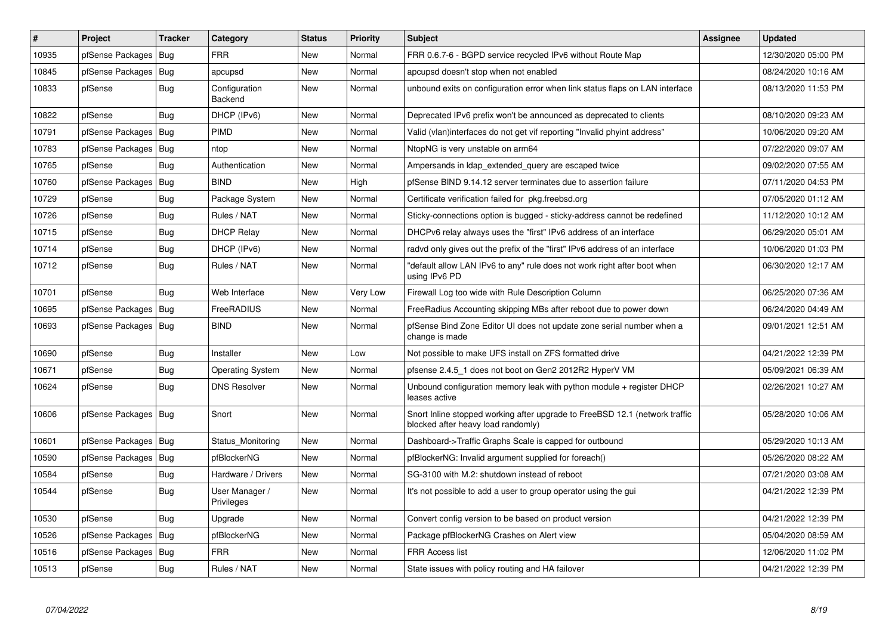| # | Project | Tracker | Category | Status | Priority | Subject | Assignee | Updated |
|---|---|---|---|---|---|---|---|---|
| 10935 | pfSense Packages | Bug | FRR | New | Normal | FRR 0.6.7-6 - BGPD service recycled IPv6 without Route Map | | 12/30/2020 05:00 PM |
| 10845 | pfSense Packages | Bug | apcupsd | New | Normal | apcupsd doesn't stop when not enabled | | 08/24/2020 10:16 AM |
| 10833 | pfSense | Bug | Configuration Backend | New | Normal | unbound exits on configuration error when link status flaps on LAN interface | | 08/13/2020 11:53 PM |
| 10822 | pfSense | Bug | DHCP (IPv6) | New | Normal | Deprecated IPv6 prefix won't be announced as deprecated to clients | | 08/10/2020 09:23 AM |
| 10791 | pfSense Packages | Bug | PIMD | New | Normal | Valid (vlan)interfaces do not get vif reporting "Invalid phyint address" | | 10/06/2020 09:20 AM |
| 10783 | pfSense Packages | Bug | ntop | New | Normal | NtopNG is very unstable on arm64 | | 07/22/2020 09:07 AM |
| 10765 | pfSense | Bug | Authentication | New | Normal | Ampersands in ldap_extended_query are escaped twice | | 09/02/2020 07:55 AM |
| 10760 | pfSense Packages | Bug | BIND | New | High | pfSense BIND 9.14.12 server terminates due to assertion failure | | 07/11/2020 04:53 PM |
| 10729 | pfSense | Bug | Package System | New | Normal | Certificate verification failed for pkg.freebsd.org | | 07/05/2020 01:12 AM |
| 10726 | pfSense | Bug | Rules / NAT | New | Normal | Sticky-connections option is bugged - sticky-address cannot be redefined | | 11/12/2020 10:12 AM |
| 10715 | pfSense | Bug | DHCP Relay | New | Normal | DHCPv6 relay always uses the "first" IPv6 address of an interface | | 06/29/2020 05:01 AM |
| 10714 | pfSense | Bug | DHCP (IPv6) | New | Normal | radvd only gives out the prefix of the "first" IPv6 address of an interface | | 10/06/2020 01:03 PM |
| 10712 | pfSense | Bug | Rules / NAT | New | Normal | "default allow LAN IPv6 to any" rule does not work right after boot when using IPv6 PD | | 06/30/2020 12:17 AM |
| 10701 | pfSense | Bug | Web Interface | New | Very Low | Firewall Log too wide with Rule Description Column | | 06/25/2020 07:36 AM |
| 10695 | pfSense Packages | Bug | FreeRADIUS | New | Normal | FreeRadius Accounting skipping MBs after reboot due to power down | | 06/24/2020 04:49 AM |
| 10693 | pfSense Packages | Bug | BIND | New | Normal | pfSense Bind Zone Editor UI does not update zone serial number when a change is made | | 09/01/2021 12:51 AM |
| 10690 | pfSense | Bug | Installer | New | Low | Not possible to make UFS install on ZFS formatted drive | | 04/21/2022 12:39 PM |
| 10671 | pfSense | Bug | Operating System | New | Normal | pfsense 2.4.5_1 does not boot on Gen2 2012R2 HyperV VM | | 05/09/2021 06:39 AM |
| 10624 | pfSense | Bug | DNS Resolver | New | Normal | Unbound configuration memory leak with python module + register DHCP leases active | | 02/26/2021 10:27 AM |
| 10606 | pfSense Packages | Bug | Snort | New | Normal | Snort Inline stopped working after upgrade to FreeBSD 12.1 (network traffic blocked after heavy load randomly) | | 05/28/2020 10:06 AM |
| 10601 | pfSense Packages | Bug | Status_Monitoring | New | Normal | Dashboard->Traffic Graphs Scale is capped for outbound | | 05/29/2020 10:13 AM |
| 10590 | pfSense Packages | Bug | pfBlockerNG | New | Normal | pfBlockerNG: Invalid argument supplied for foreach() | | 05/26/2020 08:22 AM |
| 10584 | pfSense | Bug | Hardware / Drivers | New | Normal | SG-3100 with M.2: shutdown instead of reboot | | 07/21/2020 03:08 AM |
| 10544 | pfSense | Bug | User Manager / Privileges | New | Normal | It's not possible to add a user to group operator using the gui | | 04/21/2022 12:39 PM |
| 10530 | pfSense | Bug | Upgrade | New | Normal | Convert config version to be based on product version | | 04/21/2022 12:39 PM |
| 10526 | pfSense Packages | Bug | pfBlockerNG | New | Normal | Package pfBlockerNG Crashes on Alert view | | 05/04/2020 08:59 AM |
| 10516 | pfSense Packages | Bug | FRR | New | Normal | FRR Access list | | 12/06/2020 11:02 PM |
| 10513 | pfSense | Bug | Rules / NAT | New | Normal | State issues with policy routing and HA failover | | 04/21/2022 12:39 PM |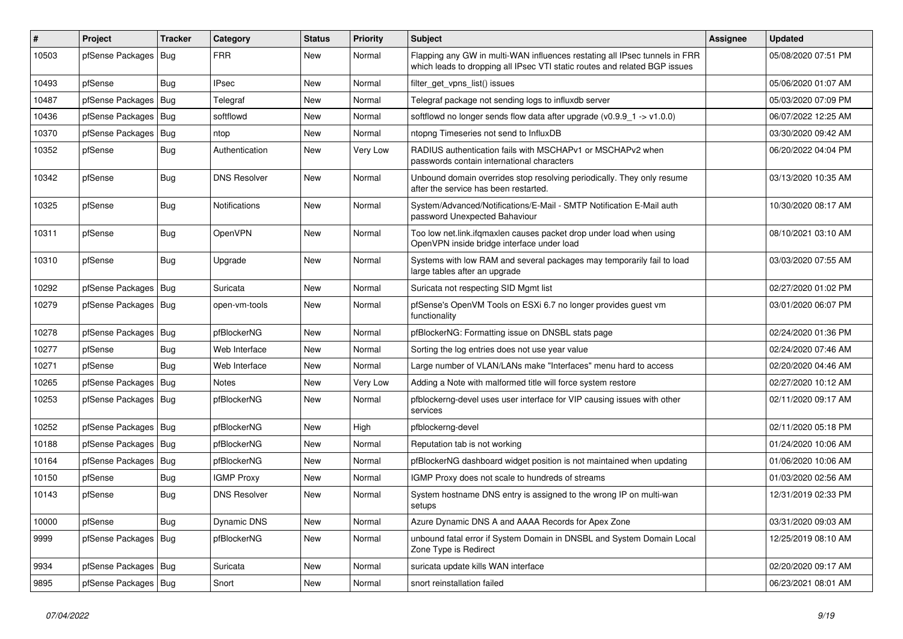| # | Project | Tracker | Category | Status | Priority | Subject | Assignee | Updated |
|---|---|---|---|---|---|---|---|---|
| 10503 | pfSense Packages | Bug | FRR | New | Normal | Flapping any GW in multi-WAN influences restating all IPsec tunnels in FRR which leads to dropping all IPsec VTI static routes and related BGP issues | | 05/08/2020 07:51 PM |
| 10493 | pfSense | Bug | IPsec | New | Normal | filter_get_vpns_list() issues | | 05/06/2020 01:07 AM |
| 10487 | pfSense Packages | Bug | Telegraf | New | Normal | Telegraf package not sending logs to influxdb server | | 05/03/2020 07:09 PM |
| 10436 | pfSense Packages | Bug | softflowd | New | Normal | softflowd no longer sends flow data after upgrade (v0.9.9_1 -> v1.0.0) | | 06/07/2022 12:25 AM |
| 10370 | pfSense Packages | Bug | ntop | New | Normal | ntopng Timeseries not send to InfluxDB | | 03/30/2020 09:42 AM |
| 10352 | pfSense | Bug | Authentication | New | Very Low | RADIUS authentication fails with MSCHAPv1 or MSCHAPv2 when passwords contain international characters | | 06/20/2022 04:04 PM |
| 10342 | pfSense | Bug | DNS Resolver | New | Normal | Unbound domain overrides stop resolving periodically. They only resume after the service has been restarted. | | 03/13/2020 10:35 AM |
| 10325 | pfSense | Bug | Notifications | New | Normal | System/Advanced/Notifications/E-Mail - SMTP Notification E-Mail auth password Unexpected Bahaviour | | 10/30/2020 08:17 AM |
| 10311 | pfSense | Bug | OpenVPN | New | Normal | Too low net.link.ifqmaxlen causes packet drop under load when using OpenVPN inside bridge interface under load | | 08/10/2021 03:10 AM |
| 10310 | pfSense | Bug | Upgrade | New | Normal | Systems with low RAM and several packages may temporarily fail to load large tables after an upgrade | | 03/03/2020 07:55 AM |
| 10292 | pfSense Packages | Bug | Suricata | New | Normal | Suricata not respecting SID Mgmt list | | 02/27/2020 01:02 PM |
| 10279 | pfSense Packages | Bug | open-vm-tools | New | Normal | pfSense's OpenVM Tools on ESXi 6.7 no longer provides guest vm functionality | | 03/01/2020 06:07 PM |
| 10278 | pfSense Packages | Bug | pfBlockerNG | New | Normal | pfBlockerNG: Formatting issue on DNSBL stats page | | 02/24/2020 01:36 PM |
| 10277 | pfSense | Bug | Web Interface | New | Normal | Sorting the log entries does not use year value | | 02/24/2020 07:46 AM |
| 10271 | pfSense | Bug | Web Interface | New | Normal | Large number of VLAN/LANs make "Interfaces" menu hard to access | | 02/20/2020 04:46 AM |
| 10265 | pfSense Packages | Bug | Notes | New | Very Low | Adding a Note with malformed title will force system restore | | 02/27/2020 10:12 AM |
| 10253 | pfSense Packages | Bug | pfBlockerNG | New | Normal | pfblockerng-devel uses user interface for VIP causing issues with other services | | 02/11/2020 09:17 AM |
| 10252 | pfSense Packages | Bug | pfBlockerNG | New | High | pfblockerng-devel | | 02/11/2020 05:18 PM |
| 10188 | pfSense Packages | Bug | pfBlockerNG | New | Normal | Reputation tab is not working | | 01/24/2020 10:06 AM |
| 10164 | pfSense Packages | Bug | pfBlockerNG | New | Normal | pfBlockerNG dashboard widget position is not maintained when updating | | 01/06/2020 10:06 AM |
| 10150 | pfSense | Bug | IGMP Proxy | New | Normal | IGMP Proxy does not scale to hundreds of streams | | 01/03/2020 02:56 AM |
| 10143 | pfSense | Bug | DNS Resolver | New | Normal | System hostname DNS entry is assigned to the wrong IP on multi-wan setups | | 12/31/2019 02:33 PM |
| 10000 | pfSense | Bug | Dynamic DNS | New | Normal | Azure Dynamic DNS A and AAAA Records for Apex Zone | | 03/31/2020 09:03 AM |
| 9999 | pfSense Packages | Bug | pfBlockerNG | New | Normal | unbound fatal error if System Domain in DNSBL and System Domain Local Zone Type is Redirect | | 12/25/2019 08:10 AM |
| 9934 | pfSense Packages | Bug | Suricata | New | Normal | suricata update kills WAN interface | | 02/20/2020 09:17 AM |
| 9895 | pfSense Packages | Bug | Snort | New | Normal | snort reinstallation failed | | 06/23/2021 08:01 AM |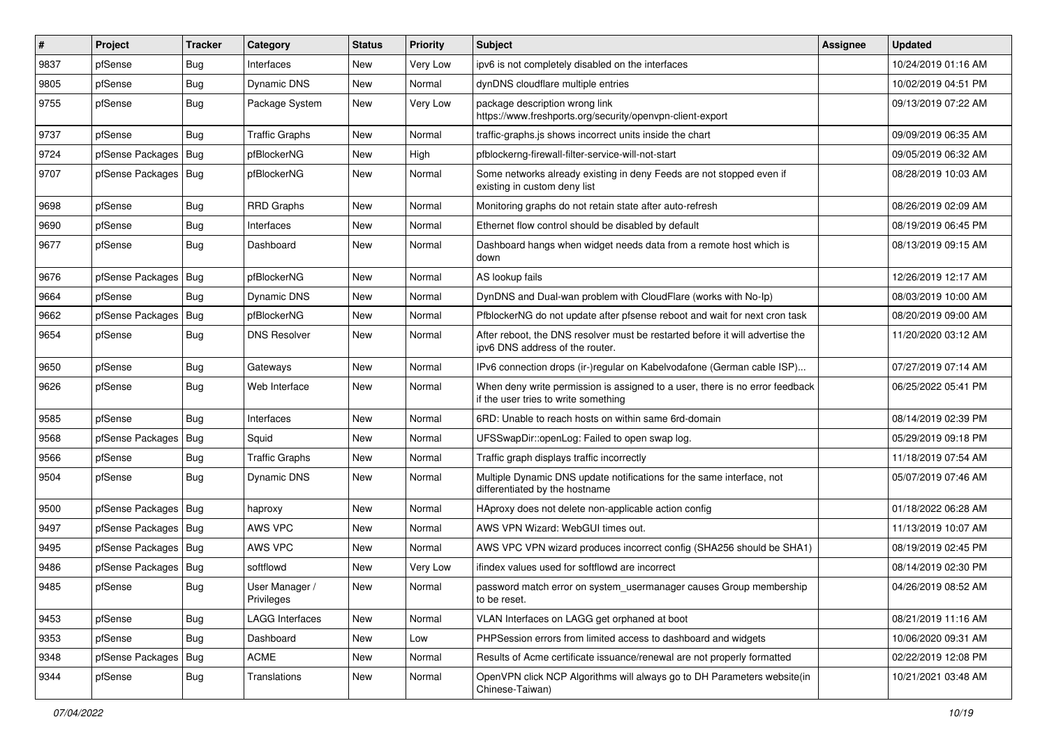| # | Project | Tracker | Category | Status | Priority | Subject | Assignee | Updated |
|---|---|---|---|---|---|---|---|---|
| 9837 | pfSense | Bug | Interfaces | New | Very Low | ipv6 is not completely disabled on the interfaces | | 10/24/2019 01:16 AM |
| 9805 | pfSense | Bug | Dynamic DNS | New | Normal | dynDNS cloudflare multiple entries | | 10/02/2019 04:51 PM |
| 9755 | pfSense | Bug | Package System | New | Very Low | package description wrong link https://www.freshports.org/security/openvpn-client-export | | 09/13/2019 07:22 AM |
| 9737 | pfSense | Bug | Traffic Graphs | New | Normal | traffic-graphs.js shows incorrect units inside the chart | | 09/09/2019 06:35 AM |
| 9724 | pfSense Packages | Bug | pfBlockerNG | New | High | pfblockerng-firewall-filter-service-will-not-start | | 09/05/2019 06:32 AM |
| 9707 | pfSense Packages | Bug | pfBlockerNG | New | Normal | Some networks already existing in deny Feeds are not stopped even if existing in custom deny list | | 08/28/2019 10:03 AM |
| 9698 | pfSense | Bug | RRD Graphs | New | Normal | Monitoring graphs do not retain state after auto-refresh | | 08/26/2019 02:09 AM |
| 9690 | pfSense | Bug | Interfaces | New | Normal | Ethernet flow control should be disabled by default | | 08/19/2019 06:45 PM |
| 9677 | pfSense | Bug | Dashboard | New | Normal | Dashboard hangs when widget needs data from a remote host which is down | | 08/13/2019 09:15 AM |
| 9676 | pfSense Packages | Bug | pfBlockerNG | New | Normal | AS lookup fails | | 12/26/2019 12:17 AM |
| 9664 | pfSense | Bug | Dynamic DNS | New | Normal | DynDNS and Dual-wan problem with CloudFlare (works with No-Ip) | | 08/03/2019 10:00 AM |
| 9662 | pfSense Packages | Bug | pfBlockerNG | New | Normal | PfblockerNG do not update after pfsense reboot and wait for next cron task | | 08/20/2019 09:00 AM |
| 9654 | pfSense | Bug | DNS Resolver | New | Normal | After reboot, the DNS resolver must be restarted before it will advertise the ipv6 DNS address of the router. | | 11/20/2020 03:12 AM |
| 9650 | pfSense | Bug | Gateways | New | Normal | IPv6 connection drops (ir-)regular on Kabelvodafone (German cable ISP)... | | 07/27/2019 07:14 AM |
| 9626 | pfSense | Bug | Web Interface | New | Normal | When deny write permission is assigned to a user, there is no error feedback if the user tries to write something | | 06/25/2022 05:41 PM |
| 9585 | pfSense | Bug | Interfaces | New | Normal | 6RD: Unable to reach hosts on within same 6rd-domain | | 08/14/2019 02:39 PM |
| 9568 | pfSense Packages | Bug | Squid | New | Normal | UFSSwapDir::openLog: Failed to open swap log. | | 05/29/2019 09:18 PM |
| 9566 | pfSense | Bug | Traffic Graphs | New | Normal | Traffic graph displays traffic incorrectly | | 11/18/2019 07:54 AM |
| 9504 | pfSense | Bug | Dynamic DNS | New | Normal | Multiple Dynamic DNS update notifications for the same interface, not differentiated by the hostname | | 05/07/2019 07:46 AM |
| 9500 | pfSense Packages | Bug | haproxy | New | Normal | HAproxy does not delete non-applicable action config | | 01/18/2022 06:28 AM |
| 9497 | pfSense Packages | Bug | AWS VPC | New | Normal | AWS VPN Wizard: WebGUI times out. | | 11/13/2019 10:07 AM |
| 9495 | pfSense Packages | Bug | AWS VPC | New | Normal | AWS VPC VPN wizard produces incorrect config (SHA256 should be SHA1) | | 08/19/2019 02:45 PM |
| 9486 | pfSense Packages | Bug | softflowd | New | Very Low | ifindex values used for softflowd are incorrect | | 08/14/2019 02:30 PM |
| 9485 | pfSense | Bug | User Manager / Privileges | New | Normal | password match error on system_usermanager causes Group membership to be reset. | | 04/26/2019 08:52 AM |
| 9453 | pfSense | Bug | LAGG Interfaces | New | Normal | VLAN Interfaces on LAGG get orphaned at boot | | 08/21/2019 11:16 AM |
| 9353 | pfSense | Bug | Dashboard | New | Low | PHPSession errors from limited access to dashboard and widgets | | 10/06/2020 09:31 AM |
| 9348 | pfSense Packages | Bug | ACME | New | Normal | Results of Acme certificate issuance/renewal are not properly formatted | | 02/22/2019 12:08 PM |
| 9344 | pfSense | Bug | Translations | New | Normal | OpenVPN click NCP Algorithms will always go to DH Parameters website(in Chinese-Taiwan) | | 10/21/2021 03:48 AM |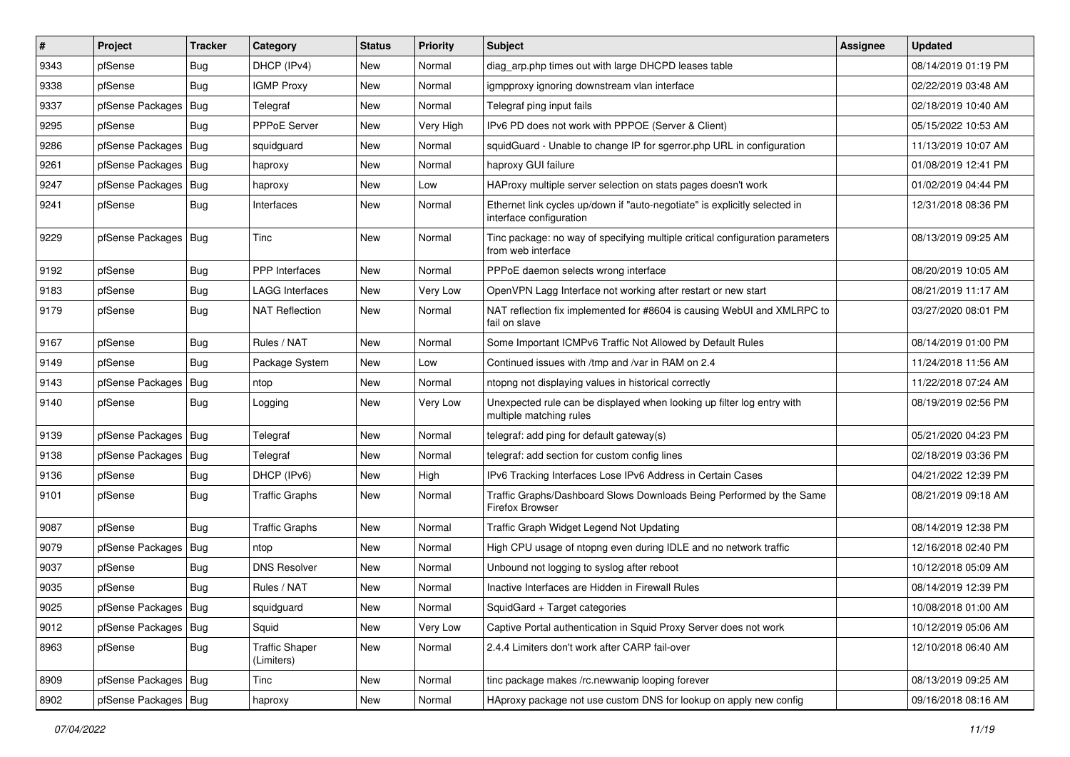| # | Project | Tracker | Category | Status | Priority | Subject | Assignee | Updated |
|---|---|---|---|---|---|---|---|---|
| 9343 | pfSense | Bug | DHCP (IPv4) | New | Normal | diag_arp.php times out with large DHCPD leases table | | 08/14/2019 01:19 PM |
| 9338 | pfSense | Bug | IGMP Proxy | New | Normal | igmpproxy ignoring downstream vlan interface | | 02/22/2019 03:48 AM |
| 9337 | pfSense Packages | Bug | Telegraf | New | Normal | Telegraf ping input fails | | 02/18/2019 10:40 AM |
| 9295 | pfSense | Bug | PPPoE Server | New | Very High | IPv6 PD does not work with PPPOE (Server & Client) | | 05/15/2022 10:53 AM |
| 9286 | pfSense Packages | Bug | squidguard | New | Normal | squidGuard - Unable to change IP for sgerror.php URL in configuration | | 11/13/2019 10:07 AM |
| 9261 | pfSense Packages | Bug | haproxy | New | Normal | haproxy GUI failure | | 01/08/2019 12:41 PM |
| 9247 | pfSense Packages | Bug | haproxy | New | Low | HAProxy multiple server selection on stats pages doesn't work | | 01/02/2019 04:44 PM |
| 9241 | pfSense | Bug | Interfaces | New | Normal | Ethernet link cycles up/down if "auto-negotiate" is explicitly selected in interface configuration | | 12/31/2018 08:36 PM |
| 9229 | pfSense Packages | Bug | Tinc | New | Normal | Tinc package: no way of specifying multiple critical configuration parameters from web interface | | 08/13/2019 09:25 AM |
| 9192 | pfSense | Bug | PPP Interfaces | New | Normal | PPPoE daemon selects wrong interface | | 08/20/2019 10:05 AM |
| 9183 | pfSense | Bug | LAGG Interfaces | New | Very Low | OpenVPN Lagg Interface not working after restart or new start | | 08/21/2019 11:17 AM |
| 9179 | pfSense | Bug | NAT Reflection | New | Normal | NAT reflection fix implemented for #8604 is causing WebUI and XMLRPC to fail on slave | | 03/27/2020 08:01 PM |
| 9167 | pfSense | Bug | Rules / NAT | New | Normal | Some Important ICMPv6 Traffic Not Allowed by Default Rules | | 08/14/2019 01:00 PM |
| 9149 | pfSense | Bug | Package System | New | Low | Continued issues with /tmp and /var in RAM on 2.4 | | 11/24/2018 11:56 AM |
| 9143 | pfSense Packages | Bug | ntop | New | Normal | ntopng not displaying values in historical correctly | | 11/22/2018 07:24 AM |
| 9140 | pfSense | Bug | Logging | New | Very Low | Unexpected rule can be displayed when looking up filter log entry with multiple matching rules | | 08/19/2019 02:56 PM |
| 9139 | pfSense Packages | Bug | Telegraf | New | Normal | telegraf: add ping for default gateway(s) | | 05/21/2020 04:23 PM |
| 9138 | pfSense Packages | Bug | Telegraf | New | Normal | telegraf: add section for custom config lines | | 02/18/2019 03:36 PM |
| 9136 | pfSense | Bug | DHCP (IPv6) | New | High | IPv6 Tracking Interfaces Lose IPv6 Address in Certain Cases | | 04/21/2022 12:39 PM |
| 9101 | pfSense | Bug | Traffic Graphs | New | Normal | Traffic Graphs/Dashboard Slows Downloads Being Performed by the Same Firefox Browser | | 08/21/2019 09:18 AM |
| 9087 | pfSense | Bug | Traffic Graphs | New | Normal | Traffic Graph Widget Legend Not Updating | | 08/14/2019 12:38 PM |
| 9079 | pfSense Packages | Bug | ntop | New | Normal | High CPU usage of ntopng even during IDLE and no network traffic | | 12/16/2018 02:40 PM |
| 9037 | pfSense | Bug | DNS Resolver | New | Normal | Unbound not logging to syslog after reboot | | 10/12/2018 05:09 AM |
| 9035 | pfSense | Bug | Rules / NAT | New | Normal | Inactive Interfaces are Hidden in Firewall Rules | | 08/14/2019 12:39 PM |
| 9025 | pfSense Packages | Bug | squidguard | New | Normal | SquidGard + Target categories | | 10/08/2018 01:00 AM |
| 9012 | pfSense Packages | Bug | Squid | New | Very Low | Captive Portal authentication in Squid Proxy Server does not work | | 10/12/2019 05:06 AM |
| 8963 | pfSense | Bug | Traffic Shaper (Limiters) | New | Normal | 2.4.4 Limiters don't work after CARP fail-over | | 12/10/2018 06:40 AM |
| 8909 | pfSense Packages | Bug | Tinc | New | Normal | tinc package makes /rc.newwanip looping forever | | 08/13/2019 09:25 AM |
| 8902 | pfSense Packages | Bug | haproxy | New | Normal | HAproxy package not use custom DNS for lookup on apply new config | | 09/16/2018 08:16 AM |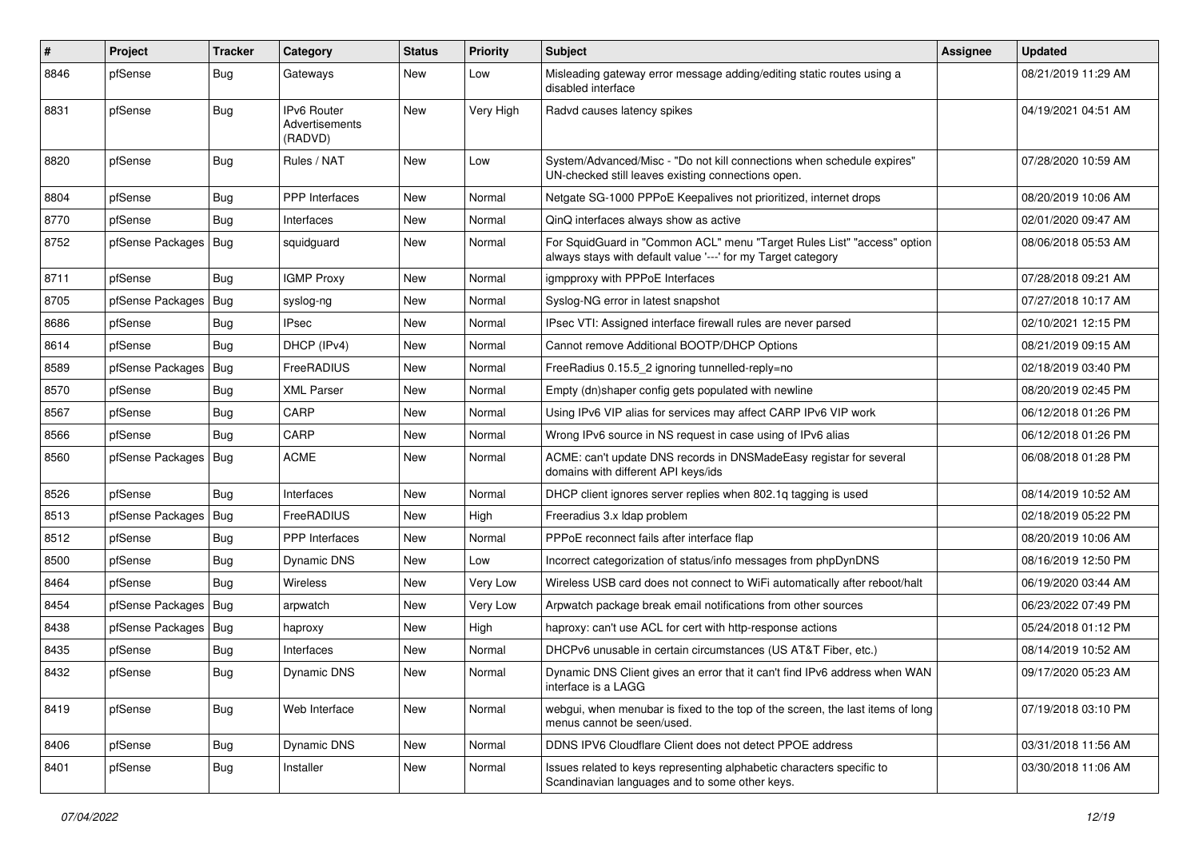| # | Project | Tracker | Category | Status | Priority | Subject | Assignee | Updated |
|---|---|---|---|---|---|---|---|---|
| 8846 | pfSense | Bug | Gateways | New | Low | Misleading gateway error message adding/editing static routes using a disabled interface | | 08/21/2019 11:29 AM |
| 8831 | pfSense | Bug | IPv6 Router Advertisements (RADVD) | New | Very High | Radvd causes latency spikes | | 04/19/2021 04:51 AM |
| 8820 | pfSense | Bug | Rules / NAT | New | Low | System/Advanced/Misc - "Do not kill connections when schedule expires" UN-checked still leaves existing connections open. | | 07/28/2020 10:59 AM |
| 8804 | pfSense | Bug | PPP Interfaces | New | Normal | Netgate SG-1000 PPPoE Keepalives not prioritized, internet drops | | 08/20/2019 10:06 AM |
| 8770 | pfSense | Bug | Interfaces | New | Normal | QinQ interfaces always show as active | | 02/01/2020 09:47 AM |
| 8752 | pfSense Packages | Bug | squidguard | New | Normal | For SquidGuard in "Common ACL" menu "Target Rules List" "access" option always stays with default value '---' for my Target category | | 08/06/2018 05:53 AM |
| 8711 | pfSense | Bug | IGMP Proxy | New | Normal | igmpproxy with PPPoE Interfaces | | 07/28/2018 09:21 AM |
| 8705 | pfSense Packages | Bug | syslog-ng | New | Normal | Syslog-NG error in latest snapshot | | 07/27/2018 10:17 AM |
| 8686 | pfSense | Bug | IPsec | New | Normal | IPsec VTI: Assigned interface firewall rules are never parsed | | 02/10/2021 12:15 PM |
| 8614 | pfSense | Bug | DHCP (IPv4) | New | Normal | Cannot remove Additional BOOTP/DHCP Options | | 08/21/2019 09:15 AM |
| 8589 | pfSense Packages | Bug | FreeRADIUS | New | Normal | FreeRadius 0.15.5_2 ignoring tunnelled-reply=no | | 02/18/2019 03:40 PM |
| 8570 | pfSense | Bug | XML Parser | New | Normal | Empty (dn)shaper config gets populated with newline | | 08/20/2019 02:45 PM |
| 8567 | pfSense | Bug | CARP | New | Normal | Using IPv6 VIP alias for services may affect CARP IPv6 VIP work | | 06/12/2018 01:26 PM |
| 8566 | pfSense | Bug | CARP | New | Normal | Wrong IPv6 source in NS request in case using of IPv6 alias | | 06/12/2018 01:26 PM |
| 8560 | pfSense Packages | Bug | ACME | New | Normal | ACME: can't update DNS records in DNSMadeEasy registar for several domains with different API keys/ids | | 06/08/2018 01:28 PM |
| 8526 | pfSense | Bug | Interfaces | New | Normal | DHCP client ignores server replies when 802.1q tagging is used | | 08/14/2019 10:52 AM |
| 8513 | pfSense Packages | Bug | FreeRADIUS | New | High | Freeradius 3.x ldap problem | | 02/18/2019 05:22 PM |
| 8512 | pfSense | Bug | PPP Interfaces | New | Normal | PPPoE reconnect fails after interface flap | | 08/20/2019 10:06 AM |
| 8500 | pfSense | Bug | Dynamic DNS | New | Low | Incorrect categorization of status/info messages from phpDynDNS | | 08/16/2019 12:50 PM |
| 8464 | pfSense | Bug | Wireless | New | Very Low | Wireless USB card does not connect to WiFi automatically after reboot/halt | | 06/19/2020 03:44 AM |
| 8454 | pfSense Packages | Bug | arpwatch | New | Very Low | Arpwatch package break email notifications from other sources | | 06/23/2022 07:49 PM |
| 8438 | pfSense Packages | Bug | haproxy | New | High | haproxy: can't use ACL for cert with http-response actions | | 05/24/2018 01:12 PM |
| 8435 | pfSense | Bug | Interfaces | New | Normal | DHCPv6 unusable in certain circumstances (US AT&T Fiber, etc.) | | 08/14/2019 10:52 AM |
| 8432 | pfSense | Bug | Dynamic DNS | New | Normal | Dynamic DNS Client gives an error that it can't find IPv6 address when WAN interface is a LAGG | | 09/17/2020 05:23 AM |
| 8419 | pfSense | Bug | Web Interface | New | Normal | webgui, when menubar is fixed to the top of the screen, the last items of long menus cannot be seen/used. | | 07/19/2018 03:10 PM |
| 8406 | pfSense | Bug | Dynamic DNS | New | Normal | DDNS IPV6 Cloudflare Client does not detect PPOE address | | 03/31/2018 11:56 AM |
| 8401 | pfSense | Bug | Installer | New | Normal | Issues related to keys representing alphabetic characters specific to Scandinavian languages and to some other keys. | | 03/30/2018 11:06 AM |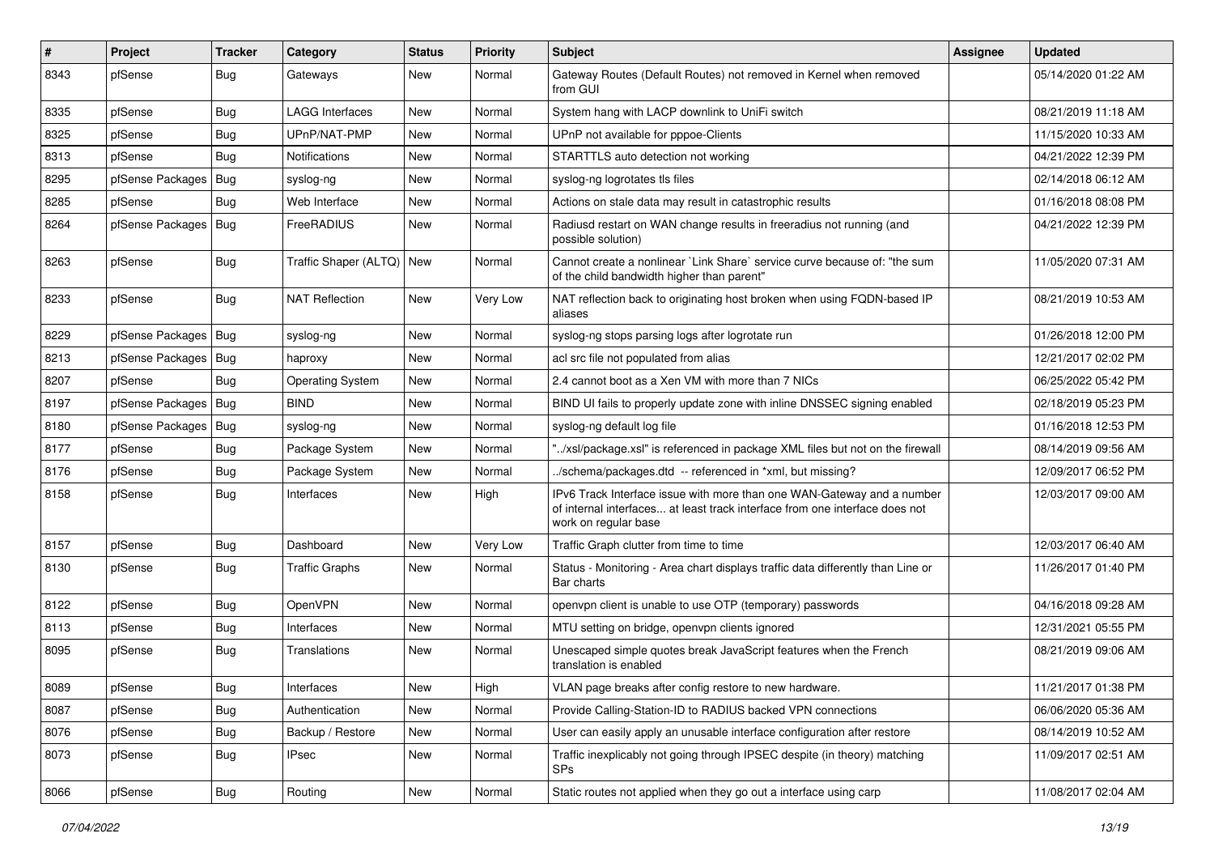| # | Project | Tracker | Category | Status | Priority | Subject | Assignee | Updated |
|---|---|---|---|---|---|---|---|---|
| 8343 | pfSense | Bug | Gateways | New | Normal | Gateway Routes (Default Routes) not removed in Kernel when removed from GUI | | 05/14/2020 01:22 AM |
| 8335 | pfSense | Bug | LAGG Interfaces | New | Normal | System hang with LACP downlink to UniFi switch | | 08/21/2019 11:18 AM |
| 8325 | pfSense | Bug | UPnP/NAT-PMP | New | Normal | UPnP not available for pppoe-Clients | | 11/15/2020 10:33 AM |
| 8313 | pfSense | Bug | Notifications | New | Normal | STARTTLS auto detection not working | | 04/21/2022 12:39 PM |
| 8295 | pfSense Packages | Bug | syslog-ng | New | Normal | syslog-ng logrotates tls files | | 02/14/2018 06:12 AM |
| 8285 | pfSense | Bug | Web Interface | New | Normal | Actions on stale data may result in catastrophic results | | 01/16/2018 08:08 PM |
| 8264 | pfSense Packages | Bug | FreeRADIUS | New | Normal | Radiusd restart on WAN change results in freeradius not running (and possible solution) | | 04/21/2022 12:39 PM |
| 8263 | pfSense | Bug | Traffic Shaper (ALTQ) | New | Normal | Cannot create a nonlinear `Link Share` service curve because of: "the sum of the child bandwidth higher than parent" | | 11/05/2020 07:31 AM |
| 8233 | pfSense | Bug | NAT Reflection | New | Very Low | NAT reflection back to originating host broken when using FQDN-based IP aliases | | 08/21/2019 10:53 AM |
| 8229 | pfSense Packages | Bug | syslog-ng | New | Normal | syslog-ng stops parsing logs after logrotate run | | 01/26/2018 12:00 PM |
| 8213 | pfSense Packages | Bug | haproxy | New | Normal | acl src file not populated from alias | | 12/21/2017 02:02 PM |
| 8207 | pfSense | Bug | Operating System | New | Normal | 2.4 cannot boot as a Xen VM with more than 7 NICs | | 06/25/2022 05:42 PM |
| 8197 | pfSense Packages | Bug | BIND | New | Normal | BIND UI fails to properly update zone with inline DNSSEC signing enabled | | 02/18/2019 05:23 PM |
| 8180 | pfSense Packages | Bug | syslog-ng | New | Normal | syslog-ng default log file | | 01/16/2018 12:53 PM |
| 8177 | pfSense | Bug | Package System | New | Normal | "../xsl/package.xsl" is referenced in package XML files but not on the firewall | | 08/14/2019 09:56 AM |
| 8176 | pfSense | Bug | Package System | New | Normal | ../schema/packages.dtd -- referenced in *xml, but missing? | | 12/09/2017 06:52 PM |
| 8158 | pfSense | Bug | Interfaces | New | High | IPv6 Track Interface issue with more than one WAN-Gateway and a number of internal interfaces... at least track interface from one interface does not work on regular base | | 12/03/2017 09:00 AM |
| 8157 | pfSense | Bug | Dashboard | New | Very Low | Traffic Graph clutter from time to time | | 12/03/2017 06:40 AM |
| 8130 | pfSense | Bug | Traffic Graphs | New | Normal | Status - Monitoring - Area chart displays traffic data differently than Line or Bar charts | | 11/26/2017 01:40 PM |
| 8122 | pfSense | Bug | OpenVPN | New | Normal | openvpn client is unable to use OTP (temporary) passwords | | 04/16/2018 09:28 AM |
| 8113 | pfSense | Bug | Interfaces | New | Normal | MTU setting on bridge, openvpn clients ignored | | 12/31/2021 05:55 PM |
| 8095 | pfSense | Bug | Translations | New | Normal | Unescaped simple quotes break JavaScript features when the French translation is enabled | | 08/21/2019 09:06 AM |
| 8089 | pfSense | Bug | Interfaces | New | High | VLAN page breaks after config restore to new hardware. | | 11/21/2017 01:38 PM |
| 8087 | pfSense | Bug | Authentication | New | Normal | Provide Calling-Station-ID to RADIUS backed VPN connections | | 06/06/2020 05:36 AM |
| 8076 | pfSense | Bug | Backup / Restore | New | Normal | User can easily apply an unusable interface configuration after restore | | 08/14/2019 10:52 AM |
| 8073 | pfSense | Bug | IPsec | New | Normal | Traffic inexplicably not going through IPSEC despite (in theory) matching SPs | | 11/09/2017 02:51 AM |
| 8066 | pfSense | Bug | Routing | New | Normal | Static routes not applied when they go out a interface using carp | | 11/08/2017 02:04 AM |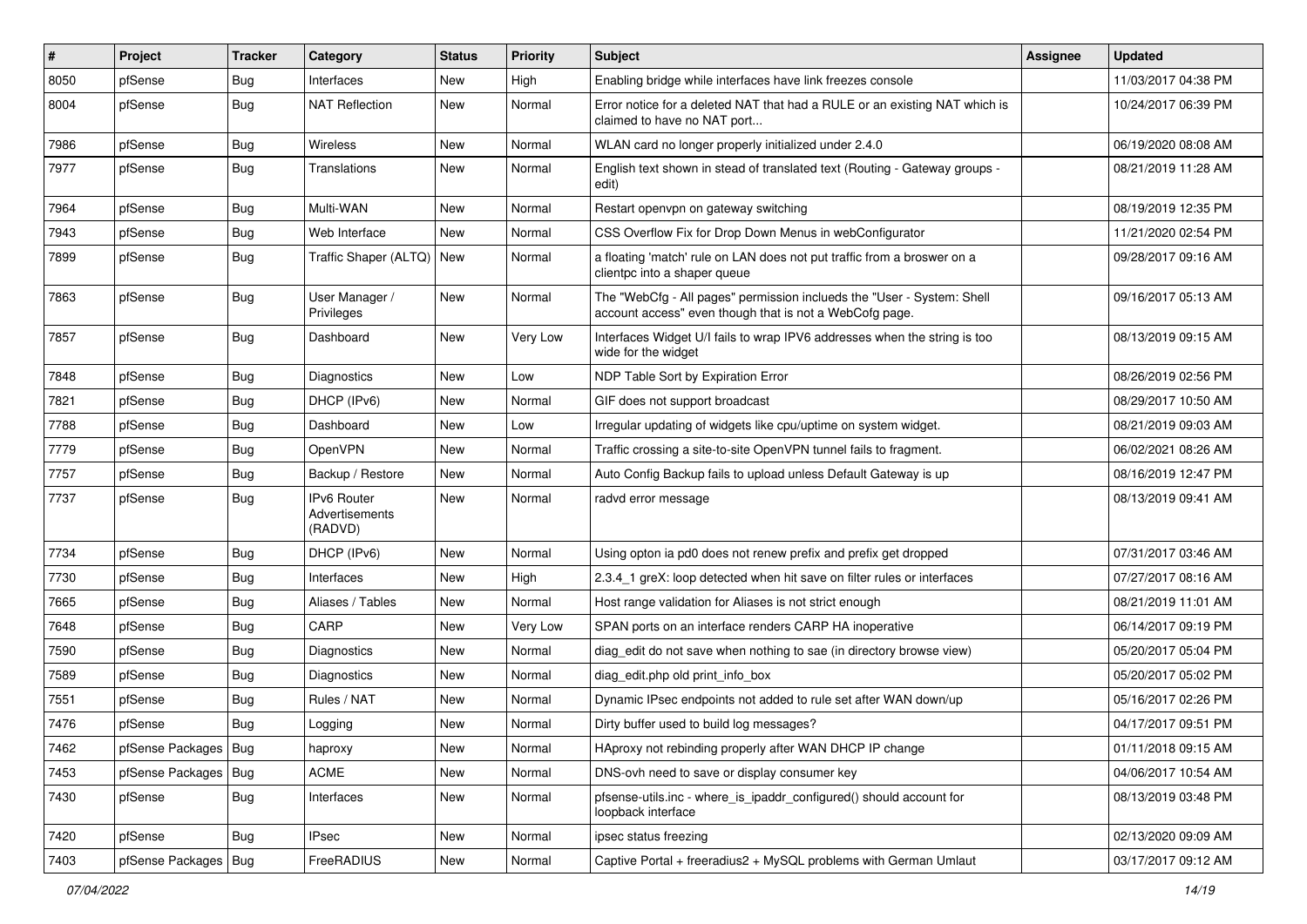| # | Project | Tracker | Category | Status | Priority | Subject | Assignee | Updated |
|---|---|---|---|---|---|---|---|---|
| 8050 | pfSense | Bug | Interfaces | New | High | Enabling bridge while interfaces have link freezes console | | 11/03/2017 04:38 PM |
| 8004 | pfSense | Bug | NAT Reflection | New | Normal | Error notice for a deleted NAT that had a RULE or an existing NAT which is claimed to have no NAT port... | | 10/24/2017 06:39 PM |
| 7986 | pfSense | Bug | Wireless | New | Normal | WLAN card no longer properly initialized under 2.4.0 | | 06/19/2020 08:08 AM |
| 7977 | pfSense | Bug | Translations | New | Normal | English text shown in stead of translated text (Routing - Gateway groups - edit) | | 08/21/2019 11:28 AM |
| 7964 | pfSense | Bug | Multi-WAN | New | Normal | Restart openvpn on gateway switching | | 08/19/2019 12:35 PM |
| 7943 | pfSense | Bug | Web Interface | New | Normal | CSS Overflow Fix for Drop Down Menus in webConfigurator | | 11/21/2020 02:54 PM |
| 7899 | pfSense | Bug | Traffic Shaper (ALTQ) | New | Normal | a floating 'match' rule on LAN does not put traffic from a broswer on a clientpc into a shaper queue | | 09/28/2017 09:16 AM |
| 7863 | pfSense | Bug | User Manager / Privileges | New | Normal | The "WebCfg - All pages" permission inclueds the "User - System: Shell account access" even though that is not a WebCofg page. | | 09/16/2017 05:13 AM |
| 7857 | pfSense | Bug | Dashboard | New | Very Low | Interfaces Widget U/I fails to wrap IPV6 addresses when the string is too wide for the widget | | 08/13/2019 09:15 AM |
| 7848 | pfSense | Bug | Diagnostics | New | Low | NDP Table Sort by Expiration Error | | 08/26/2019 02:56 PM |
| 7821 | pfSense | Bug | DHCP (IPv6) | New | Normal | GIF does not support broadcast | | 08/29/2017 10:50 AM |
| 7788 | pfSense | Bug | Dashboard | New | Low | Irregular updating of widgets like cpu/uptime on system widget. | | 08/21/2019 09:03 AM |
| 7779 | pfSense | Bug | OpenVPN | New | Normal | Traffic crossing a site-to-site OpenVPN tunnel fails to fragment. | | 06/02/2021 08:26 AM |
| 7757 | pfSense | Bug | Backup / Restore | New | Normal | Auto Config Backup fails to upload unless Default Gateway is up | | 08/16/2019 12:47 PM |
| 7737 | pfSense | Bug | IPv6 Router Advertisements (RADVD) | New | Normal | radvd error message | | 08/13/2019 09:41 AM |
| 7734 | pfSense | Bug | DHCP (IPv6) | New | Normal | Using opton ia pd0 does not renew prefix and prefix get dropped | | 07/31/2017 03:46 AM |
| 7730 | pfSense | Bug | Interfaces | New | High | 2.3.4_1 greX: loop detected when hit save on filter rules or interfaces | | 07/27/2017 08:16 AM |
| 7665 | pfSense | Bug | Aliases / Tables | New | Normal | Host range validation for Aliases is not strict enough | | 08/21/2019 11:01 AM |
| 7648 | pfSense | Bug | CARP | New | Very Low | SPAN ports on an interface renders CARP HA inoperative | | 06/14/2017 09:19 PM |
| 7590 | pfSense | Bug | Diagnostics | New | Normal | diag_edit do not save when nothing to sae (in directory browse view) | | 05/20/2017 05:04 PM |
| 7589 | pfSense | Bug | Diagnostics | New | Normal | diag_edit.php old print_info_box | | 05/20/2017 05:02 PM |
| 7551 | pfSense | Bug | Rules / NAT | New | Normal | Dynamic IPsec endpoints not added to rule set after WAN down/up | | 05/16/2017 02:26 PM |
| 7476 | pfSense | Bug | Logging | New | Normal | Dirty buffer used to build log messages? | | 04/17/2017 09:51 PM |
| 7462 | pfSense Packages | Bug | haproxy | New | Normal | HAproxy not rebinding properly after WAN DHCP IP change | | 01/11/2018 09:15 AM |
| 7453 | pfSense Packages | Bug | ACME | New | Normal | DNS-ovh need to save or display consumer key | | 04/06/2017 10:54 AM |
| 7430 | pfSense | Bug | Interfaces | New | Normal | pfsense-utils.inc - where_is_ipaddr_configured() should account for loopback interface | | 08/13/2019 03:48 PM |
| 7420 | pfSense | Bug | IPsec | New | Normal | ipsec status freezing | | 02/13/2020 09:09 AM |
| 7403 | pfSense Packages | Bug | FreeRADIUS | New | Normal | Captive Portal + freeradius2 + MySQL problems with German Umlaut | | 03/17/2017 09:12 AM |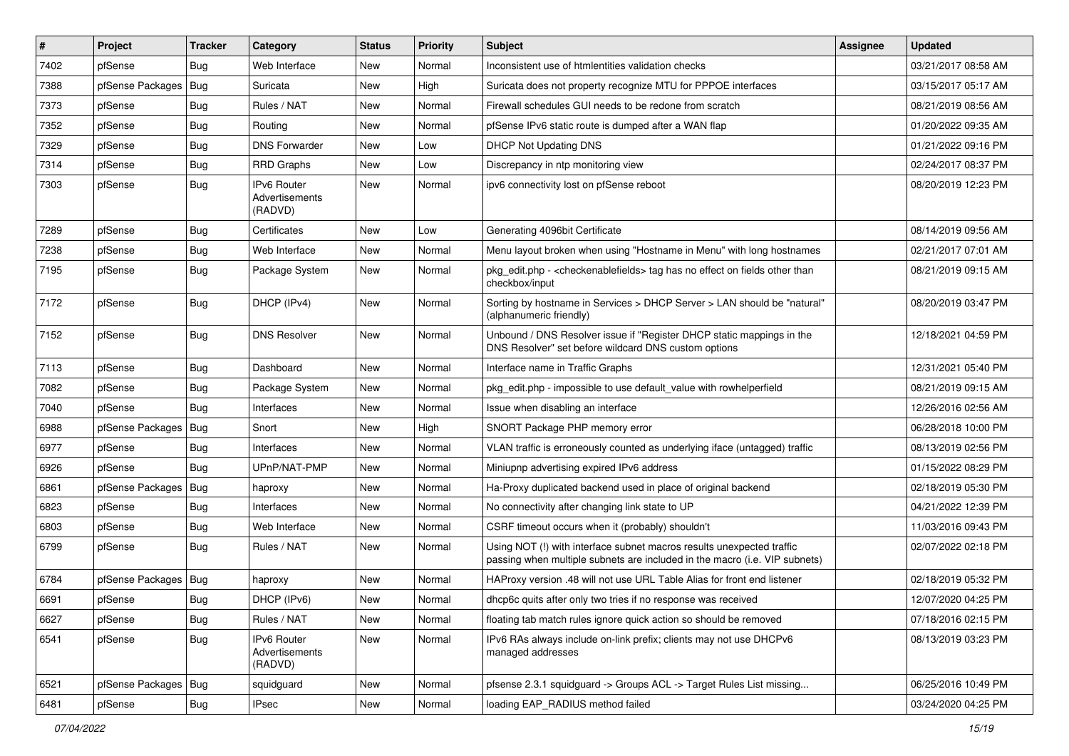| # | Project | Tracker | Category | Status | Priority | Subject | Assignee | Updated |
|---|---|---|---|---|---|---|---|---|
| 7402 | pfSense | Bug | Web Interface | New | Normal | Inconsistent use of htmlentities validation checks | | 03/21/2017 08:58 AM |
| 7388 | pfSense Packages | Bug | Suricata | New | High | Suricata does not property recognize MTU for PPPOE interfaces | | 03/15/2017 05:17 AM |
| 7373 | pfSense | Bug | Rules / NAT | New | Normal | Firewall schedules GUI needs to be redone from scratch | | 08/21/2019 08:56 AM |
| 7352 | pfSense | Bug | Routing | New | Normal | pfSense IPv6 static route is dumped after a WAN flap | | 01/20/2022 09:35 AM |
| 7329 | pfSense | Bug | DNS Forwarder | New | Low | DHCP Not Updating DNS | | 01/21/2022 09:16 PM |
| 7314 | pfSense | Bug | RRD Graphs | New | Low | Discrepancy in ntp monitoring view | | 02/24/2017 08:37 PM |
| 7303 | pfSense | Bug | IPv6 Router Advertisements (RADVD) | New | Normal | ipv6 connectivity lost on pfSense reboot | | 08/20/2019 12:23 PM |
| 7289 | pfSense | Bug | Certificates | New | Low | Generating 4096bit Certificate | | 08/14/2019 09:56 AM |
| 7238 | pfSense | Bug | Web Interface | New | Normal | Menu layout broken when using "Hostname in Menu" with long hostnames | | 02/21/2017 07:01 AM |
| 7195 | pfSense | Bug | Package System | New | Normal | pkg_edit.php - <checkenablefields> tag has no effect on fields other than checkbox/input | | 08/21/2019 09:15 AM |
| 7172 | pfSense | Bug | DHCP (IPv4) | New | Normal | Sorting by hostname in Services > DHCP Server > LAN should be "natural" (alphanumeric friendly) | | 08/20/2019 03:47 PM |
| 7152 | pfSense | Bug | DNS Resolver | New | Normal | Unbound / DNS Resolver issue if "Register DHCP static mappings in the DNS Resolver" set before wildcard DNS custom options | | 12/18/2021 04:59 PM |
| 7113 | pfSense | Bug | Dashboard | New | Normal | Interface name in Traffic Graphs | | 12/31/2021 05:40 PM |
| 7082 | pfSense | Bug | Package System | New | Normal | pkg_edit.php - impossible to use default_value with rowhelperfield | | 08/21/2019 09:15 AM |
| 7040 | pfSense | Bug | Interfaces | New | Normal | Issue when disabling an interface | | 12/26/2016 02:56 AM |
| 6988 | pfSense Packages | Bug | Snort | New | High | SNORT Package PHP memory error | | 06/28/2018 10:00 PM |
| 6977 | pfSense | Bug | Interfaces | New | Normal | VLAN traffic is erroneously counted as underlying iface (untagged) traffic | | 08/13/2019 02:56 PM |
| 6926 | pfSense | Bug | UPnP/NAT-PMP | New | Normal | Miniupnp advertising expired IPv6 address | | 01/15/2022 08:29 PM |
| 6861 | pfSense Packages | Bug | haproxy | New | Normal | Ha-Proxy duplicated backend used in place of original backend | | 02/18/2019 05:30 PM |
| 6823 | pfSense | Bug | Interfaces | New | Normal | No connectivity after changing link state to UP | | 04/21/2022 12:39 PM |
| 6803 | pfSense | Bug | Web Interface | New | Normal | CSRF timeout occurs when it (probably) shouldn't | | 11/03/2016 09:43 PM |
| 6799 | pfSense | Bug | Rules / NAT | New | Normal | Using NOT (!) with interface subnet macros results unexpected traffic passing when multiple subnets are included in the macro (i.e. VIP subnets) | | 02/07/2022 02:18 PM |
| 6784 | pfSense Packages | Bug | haproxy | New | Normal | HAProxy version .48 will not use URL Table Alias for front end listener | | 02/18/2019 05:32 PM |
| 6691 | pfSense | Bug | DHCP (IPv6) | New | Normal | dhcp6c quits after only two tries if no response was received | | 12/07/2020 04:25 PM |
| 6627 | pfSense | Bug | Rules / NAT | New | Normal | floating tab match rules ignore quick action so should be removed | | 07/18/2016 02:15 PM |
| 6541 | pfSense | Bug | IPv6 Router Advertisements (RADVD) | New | Normal | IPv6 RAs always include on-link prefix; clients may not use DHCPv6 managed addresses | | 08/13/2019 03:23 PM |
| 6521 | pfSense Packages | Bug | squidguard | New | Normal | pfsense 2.3.1 squidguard -> Groups ACL -> Target Rules List missing... | | 06/25/2016 10:49 PM |
| 6481 | pfSense | Bug | IPsec | New | Normal | loading EAP_RADIUS method failed | | 03/24/2020 04:25 PM |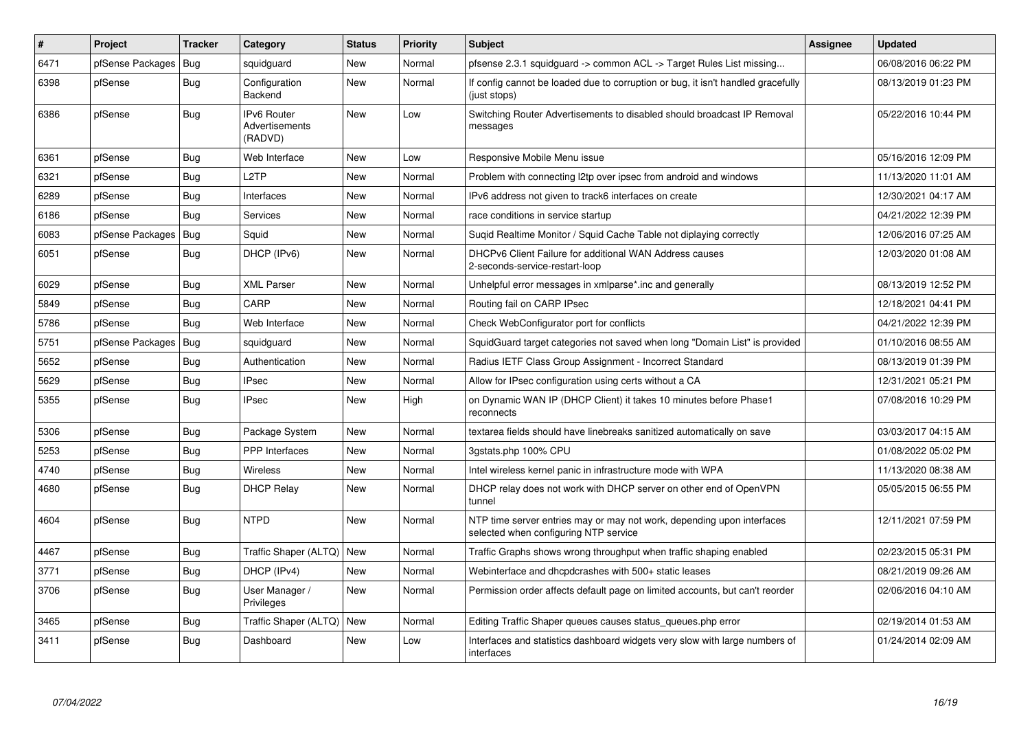| # | Project | Tracker | Category | Status | Priority | Subject | Assignee | Updated |
|---|---|---|---|---|---|---|---|---|
| 6471 | pfSense Packages | Bug | squidguard | New | Normal | pfsense 2.3.1 squidguard -> common ACL -> Target Rules List missing... | | 06/08/2016 06:22 PM |
| 6398 | pfSense | Bug | Configuration Backend | New | Normal | If config cannot be loaded due to corruption or bug, it isn't handled gracefully (just stops) | | 08/13/2019 01:23 PM |
| 6386 | pfSense | Bug | IPv6 Router Advertisements (RADVD) | New | Low | Switching Router Advertisements to disabled should broadcast IP Removal messages | | 05/22/2016 10:44 PM |
| 6361 | pfSense | Bug | Web Interface | New | Low | Responsive Mobile Menu issue | | 05/16/2016 12:09 PM |
| 6321 | pfSense | Bug | L2TP | New | Normal | Problem with connecting l2tp over ipsec from android and windows | | 11/13/2020 11:01 AM |
| 6289 | pfSense | Bug | Interfaces | New | Normal | IPv6 address not given to track6 interfaces on create | | 12/30/2021 04:17 AM |
| 6186 | pfSense | Bug | Services | New | Normal | race conditions in service startup | | 04/21/2022 12:39 PM |
| 6083 | pfSense Packages | Bug | Squid | New | Normal | Suqid Realtime Monitor / Squid Cache Table not diplaying correctly | | 12/06/2016 07:25 AM |
| 6051 | pfSense | Bug | DHCP (IPv6) | New | Normal | DHCPv6 Client Failure for additional WAN Address causes 2-seconds-service-restart-loop | | 12/03/2020 01:08 AM |
| 6029 | pfSense | Bug | XML Parser | New | Normal | Unhelpful error messages in xmlparse*.inc and generally | | 08/13/2019 12:52 PM |
| 5849 | pfSense | Bug | CARP | New | Normal | Routing fail on CARP IPsec | | 12/18/2021 04:41 PM |
| 5786 | pfSense | Bug | Web Interface | New | Normal | Check WebConfigurator port for conflicts | | 04/21/2022 12:39 PM |
| 5751 | pfSense Packages | Bug | squidguard | New | Normal | SquidGuard target categories not saved when long "Domain List" is provided | | 01/10/2016 08:55 AM |
| 5652 | pfSense | Bug | Authentication | New | Normal | Radius IETF Class Group Assignment - Incorrect Standard | | 08/13/2019 01:39 PM |
| 5629 | pfSense | Bug | IPsec | New | Normal | Allow for IPsec configuration using certs without a CA | | 12/31/2021 05:21 PM |
| 5355 | pfSense | Bug | IPsec | New | High | on Dynamic WAN IP (DHCP Client) it takes 10 minutes before Phase1 reconnects | | 07/08/2016 10:29 PM |
| 5306 | pfSense | Bug | Package System | New | Normal | textarea fields should have linebreaks sanitized automatically on save | | 03/03/2017 04:15 AM |
| 5253 | pfSense | Bug | PPP Interfaces | New | Normal | 3gstats.php 100% CPU | | 01/08/2022 05:02 PM |
| 4740 | pfSense | Bug | Wireless | New | Normal | Intel wireless kernel panic in infrastructure mode with WPA | | 11/13/2020 08:38 AM |
| 4680 | pfSense | Bug | DHCP Relay | New | Normal | DHCP relay does not work with DHCP server on other end of OpenVPN tunnel | | 05/05/2015 06:55 PM |
| 4604 | pfSense | Bug | NTPD | New | Normal | NTP time server entries may or may not work, depending upon interfaces selected when configuring NTP service | | 12/11/2021 07:59 PM |
| 4467 | pfSense | Bug | Traffic Shaper (ALTQ) | New | Normal | Traffic Graphs shows wrong throughput when traffic shaping enabled | | 02/23/2015 05:31 PM |
| 3771 | pfSense | Bug | DHCP (IPv4) | New | Normal | Webinterface and dhcpdcrashes with 500+ static leases | | 08/21/2019 09:26 AM |
| 3706 | pfSense | Bug | User Manager / Privileges | New | Normal | Permission order affects default page on limited accounts, but can't reorder | | 02/06/2016 04:10 AM |
| 3465 | pfSense | Bug | Traffic Shaper (ALTQ) | New | Normal | Editing Traffic Shaper queues causes status_queues.php error | | 02/19/2014 01:53 AM |
| 3411 | pfSense | Bug | Dashboard | New | Low | Interfaces and statistics dashboard widgets very slow with large numbers of interfaces | | 01/24/2014 02:09 AM |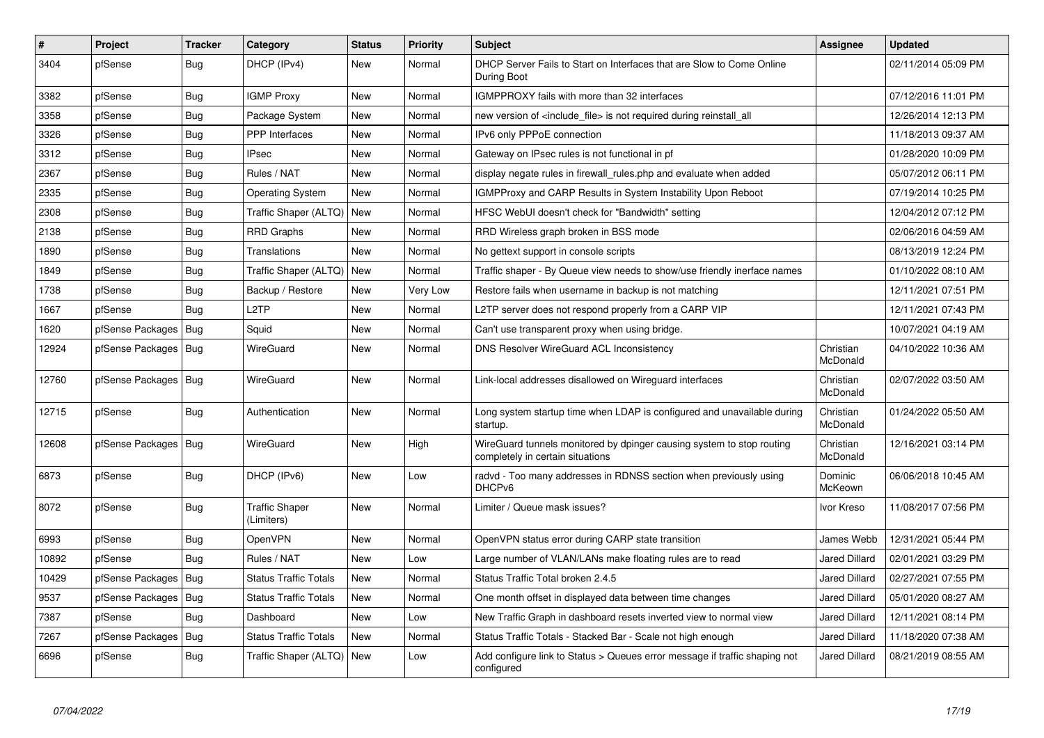| # | Project | Tracker | Category | Status | Priority | Subject | Assignee | Updated |
|---|---|---|---|---|---|---|---|---|
| 3404 | pfSense | Bug | DHCP (IPv4) | New | Normal | DHCP Server Fails to Start on Interfaces that are Slow to Come Online During Boot | | 02/11/2014 05:09 PM |
| 3382 | pfSense | Bug | IGMP Proxy | New | Normal | IGMPPROXY fails with more than 32 interfaces | | 07/12/2016 11:01 PM |
| 3358 | pfSense | Bug | Package System | New | Normal | new version of <include_file> is not required during reinstall_all | | 12/26/2014 12:13 PM |
| 3326 | pfSense | Bug | PPP Interfaces | New | Normal | IPv6 only PPPoE connection | | 11/18/2013 09:37 AM |
| 3312 | pfSense | Bug | IPsec | New | Normal | Gateway on IPsec rules is not functional in pf | | 01/28/2020 10:09 PM |
| 2367 | pfSense | Bug | Rules / NAT | New | Normal | display negate rules in firewall_rules.php and evaluate when added | | 05/07/2012 06:11 PM |
| 2335 | pfSense | Bug | Operating System | New | Normal | IGMPProxy and CARP Results in System Instability Upon Reboot | | 07/19/2014 10:25 PM |
| 2308 | pfSense | Bug | Traffic Shaper (ALTQ) | New | Normal | HFSC WebUI doesn't check for "Bandwidth" setting | | 12/04/2012 07:12 PM |
| 2138 | pfSense | Bug | RRD Graphs | New | Normal | RRD Wireless graph broken in BSS mode | | 02/06/2016 04:59 AM |
| 1890 | pfSense | Bug | Translations | New | Normal | No gettext support in console scripts | | 08/13/2019 12:24 PM |
| 1849 | pfSense | Bug | Traffic Shaper (ALTQ) | New | Normal | Traffic shaper - By Queue view needs to show/use friendly inerface names | | 01/10/2022 08:10 AM |
| 1738 | pfSense | Bug | Backup / Restore | New | Very Low | Restore fails when username in backup is not matching | | 12/11/2021 07:51 PM |
| 1667 | pfSense | Bug | L2TP | New | Normal | L2TP server does not respond properly from a CARP VIP | | 12/11/2021 07:43 PM |
| 1620 | pfSense Packages | Bug | Squid | New | Normal | Can't use transparent proxy when using bridge. | | 10/07/2021 04:19 AM |
| 12924 | pfSense Packages | Bug | WireGuard | New | Normal | DNS Resolver WireGuard ACL Inconsistency | Christian McDonald | 04/10/2022 10:36 AM |
| 12760 | pfSense Packages | Bug | WireGuard | New | Normal | Link-local addresses disallowed on Wireguard interfaces | Christian McDonald | 02/07/2022 03:50 AM |
| 12715 | pfSense | Bug | Authentication | New | Normal | Long system startup time when LDAP is configured and unavailable during startup. | Christian McDonald | 01/24/2022 05:50 AM |
| 12608 | pfSense Packages | Bug | WireGuard | New | High | WireGuard tunnels monitored by dpinger causing system to stop routing completely in certain situations | Christian McDonald | 12/16/2021 03:14 PM |
| 6873 | pfSense | Bug | DHCP (IPv6) | New | Low | radvd - Too many addresses in RDNSS section when previously using DHCPv6 | Dominic McKeown | 06/06/2018 10:45 AM |
| 8072 | pfSense | Bug | Traffic Shaper (Limiters) | New | Normal | Limiter / Queue mask issues? | Ivor Kreso | 11/08/2017 07:56 PM |
| 6993 | pfSense | Bug | OpenVPN | New | Normal | OpenVPN status error during CARP state transition | James Webb | 12/31/2021 05:44 PM |
| 10892 | pfSense | Bug | Rules / NAT | New | Low | Large number of VLAN/LANs make floating rules are to read | Jared Dillard | 02/01/2021 03:29 PM |
| 10429 | pfSense Packages | Bug | Status Traffic Totals | New | Normal | Status Traffic Total broken 2.4.5 | Jared Dillard | 02/27/2021 07:55 PM |
| 9537 | pfSense Packages | Bug | Status Traffic Totals | New | Normal | One month offset in displayed data between time changes | Jared Dillard | 05/01/2020 08:27 AM |
| 7387 | pfSense | Bug | Dashboard | New | Low | New Traffic Graph in dashboard resets inverted view to normal view | Jared Dillard | 12/11/2021 08:14 PM |
| 7267 | pfSense Packages | Bug | Status Traffic Totals | New | Normal | Status Traffic Totals - Stacked Bar - Scale not high enough | Jared Dillard | 11/18/2020 07:38 AM |
| 6696 | pfSense | Bug | Traffic Shaper (ALTQ) | New | Low | Add configure link to Status > Queues error message if traffic shaping not configured | Jared Dillard | 08/21/2019 08:55 AM |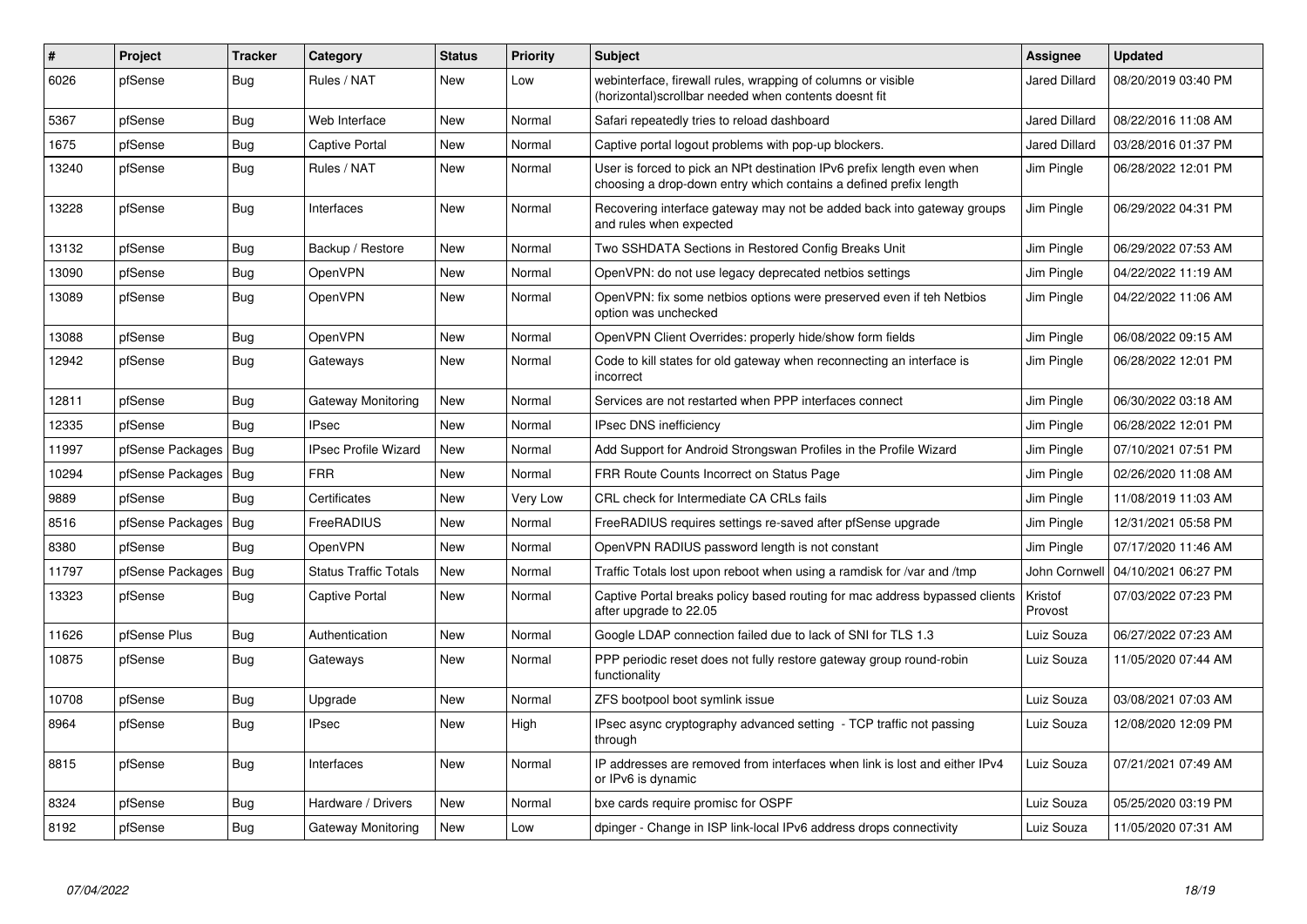| # | Project | Tracker | Category | Status | Priority | Subject | Assignee | Updated |
|---|---|---|---|---|---|---|---|---|
| 6026 | pfSense | Bug | Rules / NAT | New | Low | webinterface, firewall rules, wrapping of columns or visible (horizontal)scrollbar needed when contents doesnt fit | Jared Dillard | 08/20/2019 03:40 PM |
| 5367 | pfSense | Bug | Web Interface | New | Normal | Safari repeatedly tries to reload dashboard | Jared Dillard | 08/22/2016 11:08 AM |
| 1675 | pfSense | Bug | Captive Portal | New | Normal | Captive portal logout problems with pop-up blockers. | Jared Dillard | 03/28/2016 01:37 PM |
| 13240 | pfSense | Bug | Rules / NAT | New | Normal | User is forced to pick an NPt destination IPv6 prefix length even when choosing a drop-down entry which contains a defined prefix length | Jim Pingle | 06/28/2022 12:01 PM |
| 13228 | pfSense | Bug | Interfaces | New | Normal | Recovering interface gateway may not be added back into gateway groups and rules when expected | Jim Pingle | 06/29/2022 04:31 PM |
| 13132 | pfSense | Bug | Backup / Restore | New | Normal | Two SSHDATA Sections in Restored Config Breaks Unit | Jim Pingle | 06/29/2022 07:53 AM |
| 13090 | pfSense | Bug | OpenVPN | New | Normal | OpenVPN: do not use legacy deprecated netbios settings | Jim Pingle | 04/22/2022 11:19 AM |
| 13089 | pfSense | Bug | OpenVPN | New | Normal | OpenVPN: fix some netbios options were preserved even if teh Netbios option was unchecked | Jim Pingle | 04/22/2022 11:06 AM |
| 13088 | pfSense | Bug | OpenVPN | New | Normal | OpenVPN Client Overrides: properly hide/show form fields | Jim Pingle | 06/08/2022 09:15 AM |
| 12942 | pfSense | Bug | Gateways | New | Normal | Code to kill states for old gateway when reconnecting an interface is incorrect | Jim Pingle | 06/28/2022 12:01 PM |
| 12811 | pfSense | Bug | Gateway Monitoring | New | Normal | Services are not restarted when PPP interfaces connect | Jim Pingle | 06/30/2022 03:18 AM |
| 12335 | pfSense | Bug | IPsec | New | Normal | IPsec DNS inefficiency | Jim Pingle | 06/28/2022 12:01 PM |
| 11997 | pfSense Packages | Bug | IPsec Profile Wizard | New | Normal | Add Support for Android Strongswan Profiles in the Profile Wizard | Jim Pingle | 07/10/2021 07:51 PM |
| 10294 | pfSense Packages | Bug | FRR | New | Normal | FRR Route Counts Incorrect on Status Page | Jim Pingle | 02/26/2020 11:08 AM |
| 9889 | pfSense | Bug | Certificates | New | Very Low | CRL check for Intermediate CA CRLs fails | Jim Pingle | 11/08/2019 11:03 AM |
| 8516 | pfSense Packages | Bug | FreeRADIUS | New | Normal | FreeRADIUS requires settings re-saved after pfSense upgrade | Jim Pingle | 12/31/2021 05:58 PM |
| 8380 | pfSense | Bug | OpenVPN | New | Normal | OpenVPN RADIUS password length is not constant | Jim Pingle | 07/17/2020 11:46 AM |
| 11797 | pfSense Packages | Bug | Status Traffic Totals | New | Normal | Traffic Totals lost upon reboot when using a ramdisk for /var and /tmp | John Cornwell | 04/10/2021 06:27 PM |
| 13323 | pfSense | Bug | Captive Portal | New | Normal | Captive Portal breaks policy based routing for mac address bypassed clients after upgrade to 22.05 | Kristof Provost | 07/03/2022 07:23 PM |
| 11626 | pfSense Plus | Bug | Authentication | New | Normal | Google LDAP connection failed due to lack of SNI for TLS 1.3 | Luiz Souza | 06/27/2022 07:23 AM |
| 10875 | pfSense | Bug | Gateways | New | Normal | PPP periodic reset does not fully restore gateway group round-robin functionality | Luiz Souza | 11/05/2020 07:44 AM |
| 10708 | pfSense | Bug | Upgrade | New | Normal | ZFS bootpool boot symlink issue | Luiz Souza | 03/08/2021 07:03 AM |
| 8964 | pfSense | Bug | IPsec | New | High | IPsec async cryptography advanced setting - TCP traffic not passing through | Luiz Souza | 12/08/2020 12:09 PM |
| 8815 | pfSense | Bug | Interfaces | New | Normal | IP addresses are removed from interfaces when link is lost and either IPv4 or IPv6 is dynamic | Luiz Souza | 07/21/2021 07:49 AM |
| 8324 | pfSense | Bug | Hardware / Drivers | New | Normal | bxe cards require promisc for OSPF | Luiz Souza | 05/25/2020 03:19 PM |
| 8192 | pfSense | Bug | Gateway Monitoring | New | Low | dpinger - Change in ISP link-local IPv6 address drops connectivity | Luiz Souza | 11/05/2020 07:31 AM |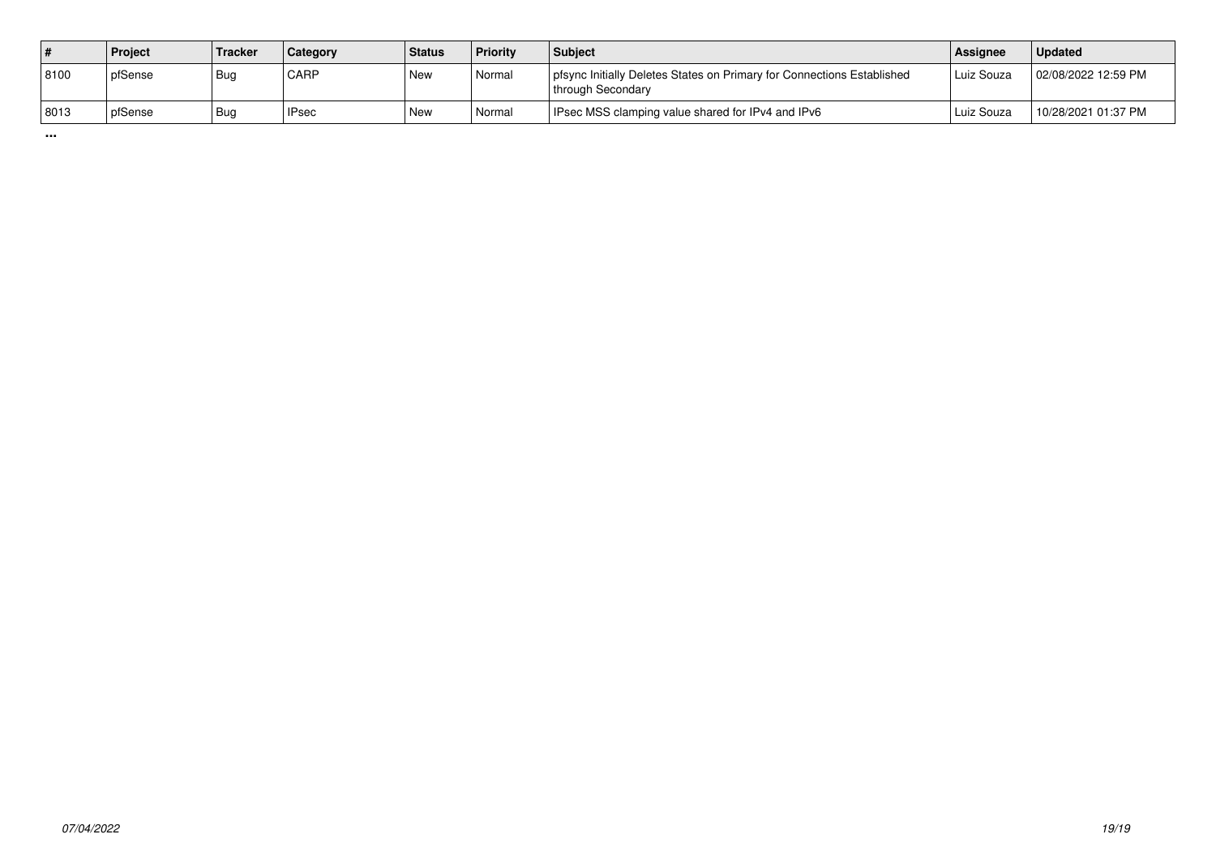| # | Project | Tracker | Category | Status | Priority | Subject | Assignee | Updated |
|---|---|---|---|---|---|---|---|---|
| 8100 | pfSense | Bug | CARP | New | Normal | pfsync Initially Deletes States on Primary for Connections Established through Secondary | Luiz Souza | 02/08/2022 12:59 PM |
| 8013 | pfSense | Bug | IPsec | New | Normal | IPsec MSS clamping value shared for IPv4 and IPv6 | Luiz Souza | 10/28/2021 01:37 PM |

...